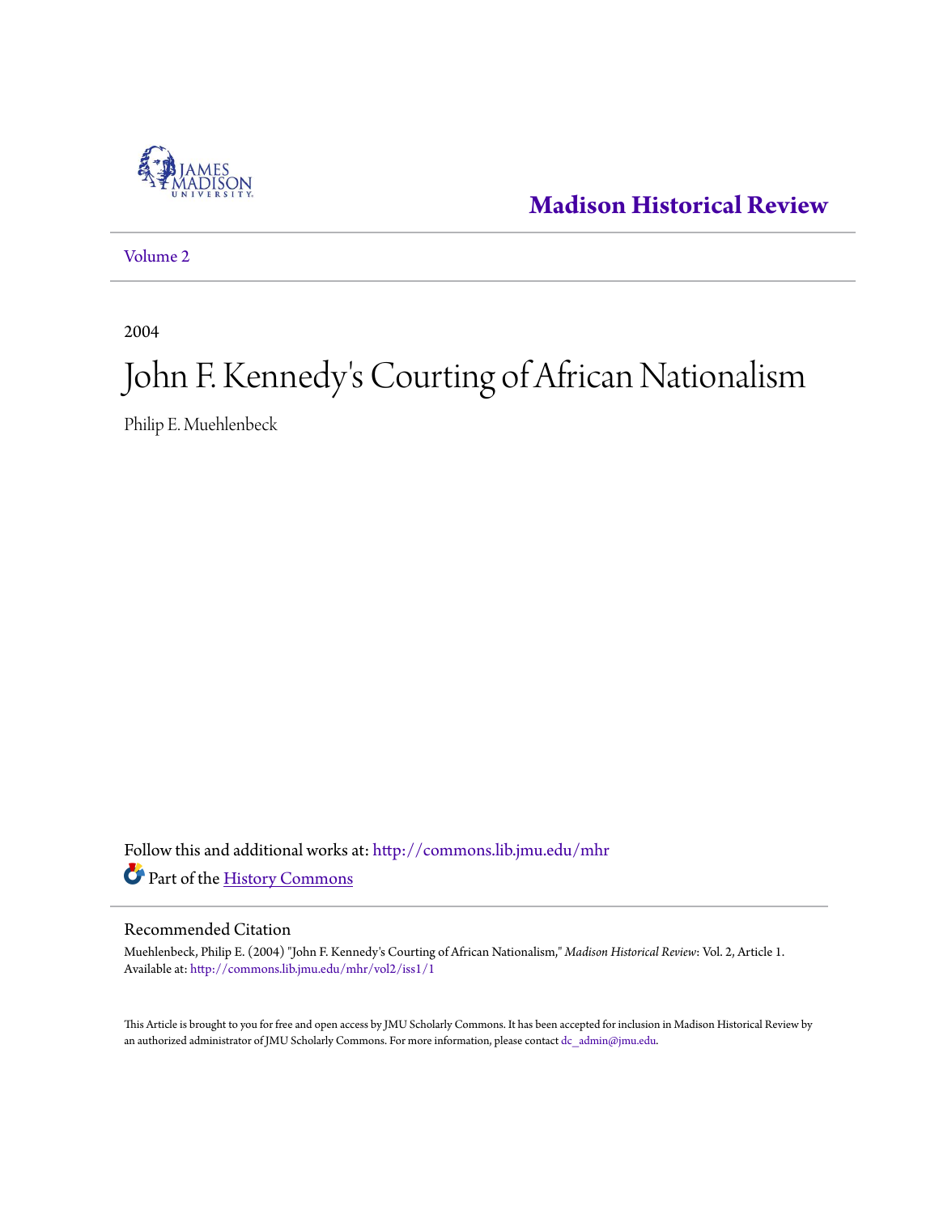# Madison Historical Review

Volume 2

2004

# John F. Kennedy's Courting of African Nationalism

Philip E. Muehlenbeck

Follow this and additional works at: http://commons.lib.jmu.edu/mhr

Part of the History Commons

## Recommended Citation

Muehlenbeck, Philip E. (2004) "John F. Kennedy's Courting of African Nationalism," *Madison Historical Review*: Vol. 2, Article 1.
Available at: http://commons.lib.jmu.edu/mhr/vol2/iss1/1

This Article is brought to you for free and open access by JMU Scholarly Commons. It has been accepted for inclusion in Madison Historical Review by an authorized administrator of JMU Scholarly Commons. For more information, please contact dc_admin@jmu.edu.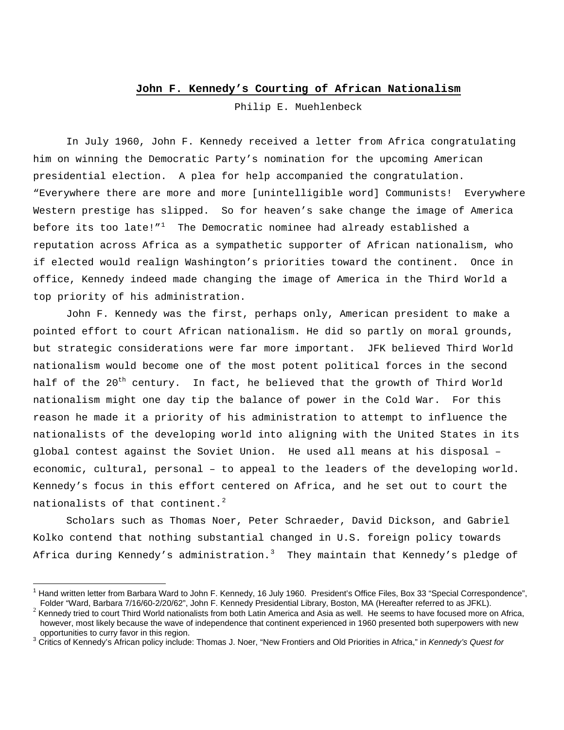**John F. Kennedy's Courting of African Nationalism**

Philip E. Muehlenbeck

In July 1960, John F. Kennedy received a letter from Africa congratulating him on winning the Democratic Party's nomination for the upcoming American presidential election. A plea for help accompanied the congratulation. "Everywhere there are more and more [unintelligible word] Communists! Everywhere Western prestige has slipped. So for heaven's sake change the image of America before its too late!"[1] The Democratic nominee had already established a reputation across Africa as a sympathetic supporter of African nationalism, who if elected would realign Washington's priorities toward the continent. Once in office, Kennedy indeed made changing the image of America in the Third World a top priority of his administration.

John F. Kennedy was the first, perhaps only, American president to make a pointed effort to court African nationalism. He did so partly on moral grounds, but strategic considerations were far more important. JFK believed Third World nationalism would become one of the most potent political forces in the second half of the 20th century. In fact, he believed that the growth of Third World nationalism might one day tip the balance of power in the Cold War. For this reason he made it a priority of his administration to attempt to influence the nationalists of the developing world into aligning with the United States in its global contest against the Soviet Union. He used all means at his disposal – economic, cultural, personal – to appeal to the leaders of the developing world. Kennedy's focus in this effort centered on Africa, and he set out to court the nationalists of that continent.[2]

Scholars such as Thomas Noer, Peter Schraeder, David Dickson, and Gabriel Kolko contend that nothing substantial changed in U.S. foreign policy towards Africa during Kennedy's administration.[3] They maintain that Kennedy's pledge of

---

[1] Hand written letter from Barbara Ward to John F. Kennedy, 16 July 1960. President's Office Files, Box 33 "Special Correspondence", Folder "Ward, Barbara 7/16/60-2/20/62", John F. Kennedy Presidential Library, Boston, MA (Hereafter referred to as JFKL).

[2] Kennedy tried to court Third World nationalists from both Latin America and Asia as well. He seems to have focused more on Africa, however, most likely because the wave of independence that continent experienced in 1960 presented both superpowers with new opportunities to curry favor in this region.

[3] Critics of Kennedy's African policy include: Thomas J. Noer, "New Frontiers and Old Priorities in Africa," in *Kennedy's Quest for*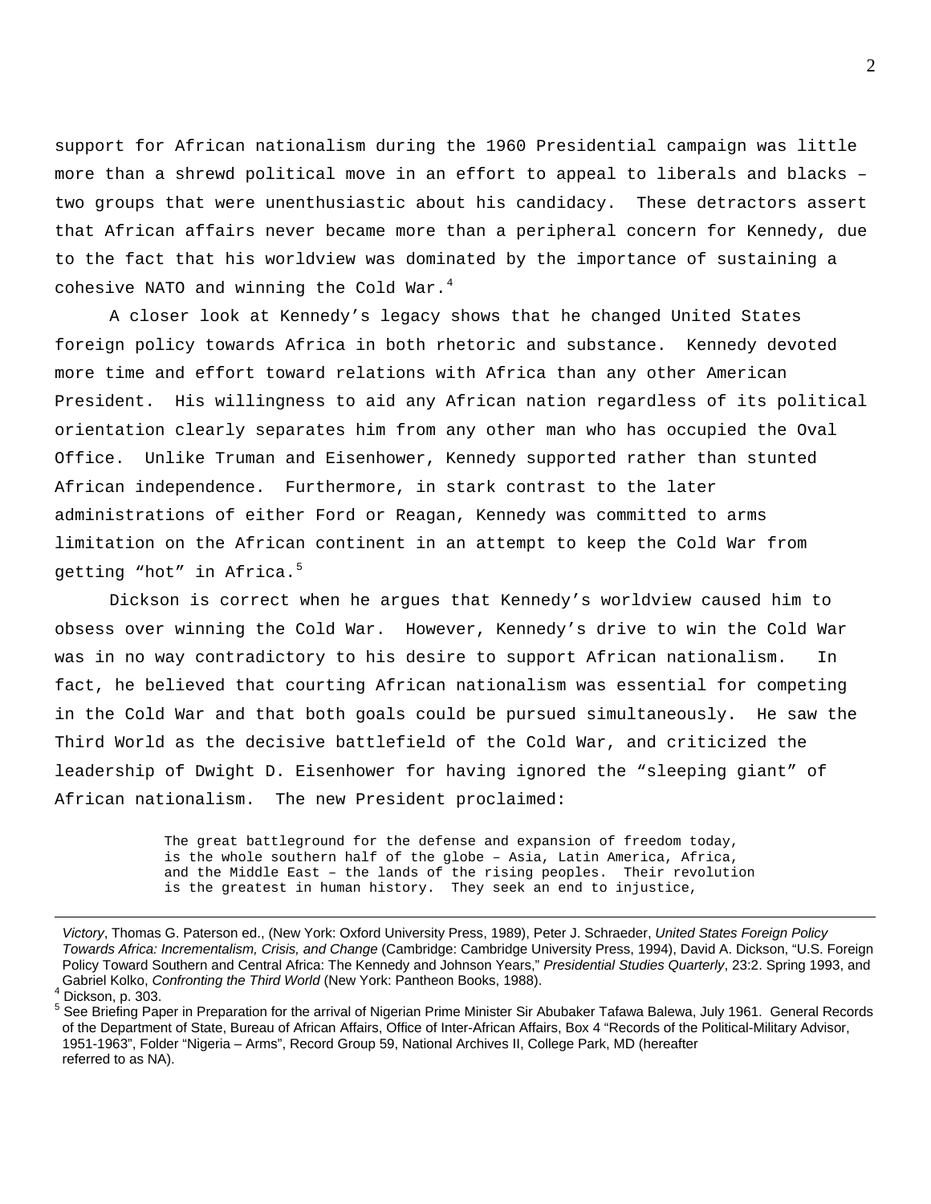support for African nationalism during the 1960 Presidential campaign was little more than a shrewd political move in an effort to appeal to liberals and blacks – two groups that were unenthusiastic about his candidacy. These detractors assert that African affairs never became more than a peripheral concern for Kennedy, due to the fact that his worldview was dominated by the importance of sustaining a cohesive NATO and winning the Cold War.[4]

A closer look at Kennedy's legacy shows that he changed United States foreign policy towards Africa in both rhetoric and substance. Kennedy devoted more time and effort toward relations with Africa than any other American President. His willingness to aid any African nation regardless of its political orientation clearly separates him from any other man who has occupied the Oval Office. Unlike Truman and Eisenhower, Kennedy supported rather than stunted African independence. Furthermore, in stark contrast to the later administrations of either Ford or Reagan, Kennedy was committed to arms limitation on the African continent in an attempt to keep the Cold War from getting "hot" in Africa.[5]

Dickson is correct when he argues that Kennedy's worldview caused him to obsess over winning the Cold War. However, Kennedy's drive to win the Cold War was in no way contradictory to his desire to support African nationalism. In fact, he believed that courting African nationalism was essential for competing in the Cold War and that both goals could be pursued simultaneously. He saw the Third World as the decisive battlefield of the Cold War, and criticized the leadership of Dwight D. Eisenhower for having ignored the "sleeping giant" of African nationalism. The new President proclaimed:

> The great battleground for the defense and expansion of freedom today, is the whole southern half of the globe – Asia, Latin America, Africa, and the Middle East – the lands of the rising peoples. Their revolution is the greatest in human history. They seek an end to injustice,

---

*Victory*, Thomas G. Paterson ed., (New York: Oxford University Press, 1989), Peter J. Schraeder, *United States Foreign Policy Towards Africa: Incrementalism, Crisis, and Change* (Cambridge: Cambridge University Press, 1994), David A. Dickson, "U.S. Foreign Policy Toward Southern and Central Africa: The Kennedy and Johnson Years," *Presidential Studies Quarterly*, 23:2. Spring 1993, and Gabriel Kolko, *Confronting the Third World* (New York: Pantheon Books, 1988).

[4] Dickson, p. 303.

[5] See Briefing Paper in Preparation for the arrival of Nigerian Prime Minister Sir Abubaker Tafawa Balewa, July 1961. General Records of the Department of State, Bureau of African Affairs, Office of Inter-African Affairs, Box 4 "Records of the Political-Military Advisor, 1951-1963", Folder "Nigeria – Arms", Record Group 59, National Archives II, College Park, MD (hereafter referred to as NA).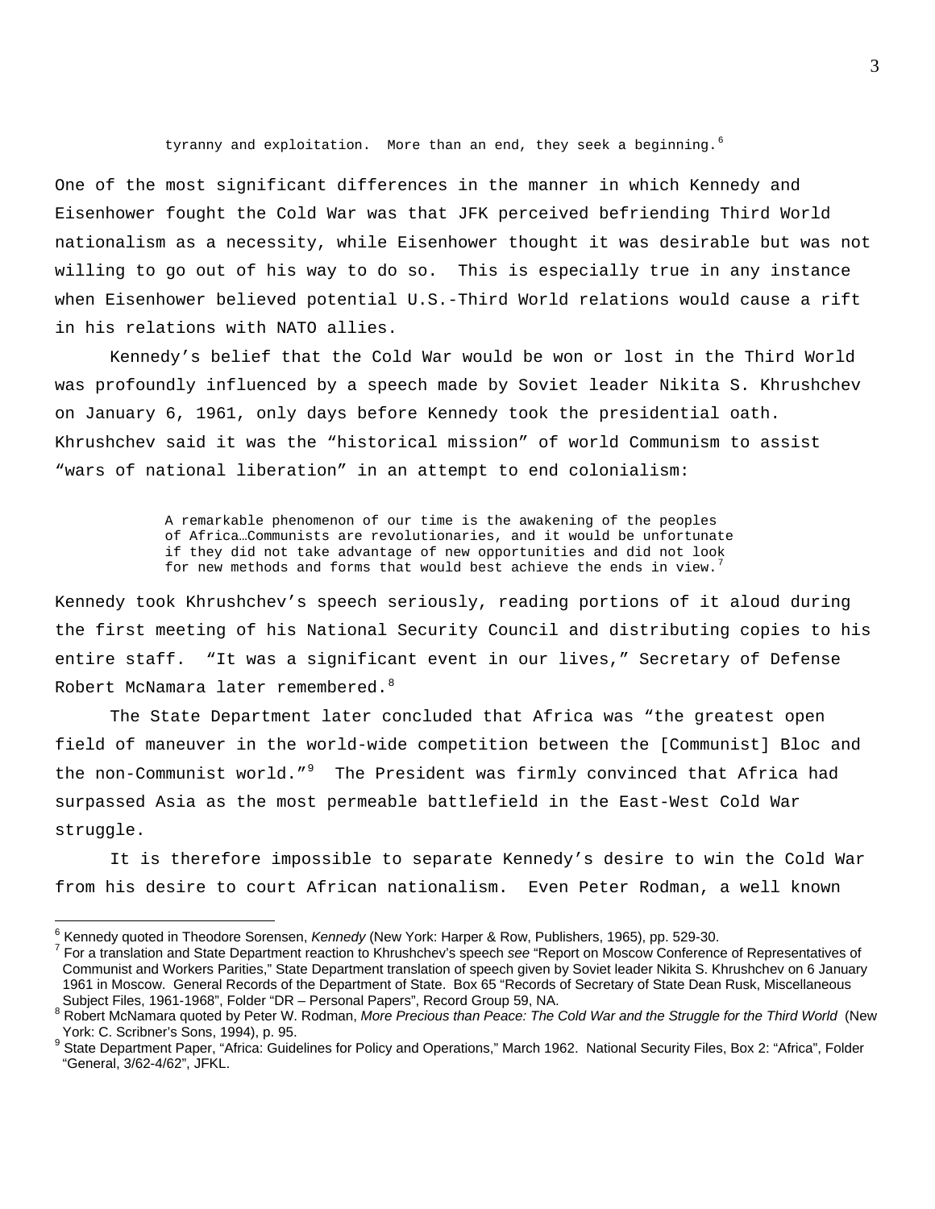> tyranny and exploitation. More than an end, they seek a beginning.[6]

One of the most significant differences in the manner in which Kennedy and Eisenhower fought the Cold War was that JFK perceived befriending Third World nationalism as a necessity, while Eisenhower thought it was desirable but was not willing to go out of his way to do so. This is especially true in any instance when Eisenhower believed potential U.S.-Third World relations would cause a rift in his relations with NATO allies.

Kennedy's belief that the Cold War would be won or lost in the Third World was profoundly influenced by a speech made by Soviet leader Nikita S. Khrushchev on January 6, 1961, only days before Kennedy took the presidential oath. Khrushchev said it was the "historical mission" of world Communism to assist "wars of national liberation" in an attempt to end colonialism:

> A remarkable phenomenon of our time is the awakening of the peoples of Africa…Communists are revolutionaries, and it would be unfortunate if they did not take advantage of new opportunities and did not look for new methods and forms that would best achieve the ends in view.[7]

Kennedy took Khrushchev's speech seriously, reading portions of it aloud during the first meeting of his National Security Council and distributing copies to his entire staff. "It was a significant event in our lives," Secretary of Defense Robert McNamara later remembered.[8]

The State Department later concluded that Africa was "the greatest open field of maneuver in the world-wide competition between the [Communist] Bloc and the non-Communist world."[9] The President was firmly convinced that Africa had surpassed Asia as the most permeable battlefield in the East-West Cold War struggle.

It is therefore impossible to separate Kennedy's desire to win the Cold War from his desire to court African nationalism. Even Peter Rodman, a well known

---

[6] Kennedy quoted in Theodore Sorensen, *Kennedy* (New York: Harper & Row, Publishers, 1965), pp. 529-30.

[7] For a translation and State Department reaction to Khrushchev's speech *see* "Report on Moscow Conference of Representatives of Communist and Workers Parities," State Department translation of speech given by Soviet leader Nikita S. Khrushchev on 6 January 1961 in Moscow. General Records of the Department of State. Box 65 "Records of Secretary of State Dean Rusk, Miscellaneous Subject Files, 1961-1968", Folder "DR – Personal Papers", Record Group 59, NA.

[8] Robert McNamara quoted by Peter W. Rodman, *More Precious than Peace: The Cold War and the Struggle for the Third World* (New York: C. Scribner's Sons, 1994), p. 95.

[9] State Department Paper, "Africa: Guidelines for Policy and Operations," March 1962. National Security Files, Box 2: "Africa", Folder "General, 3/62-4/62", JFKL.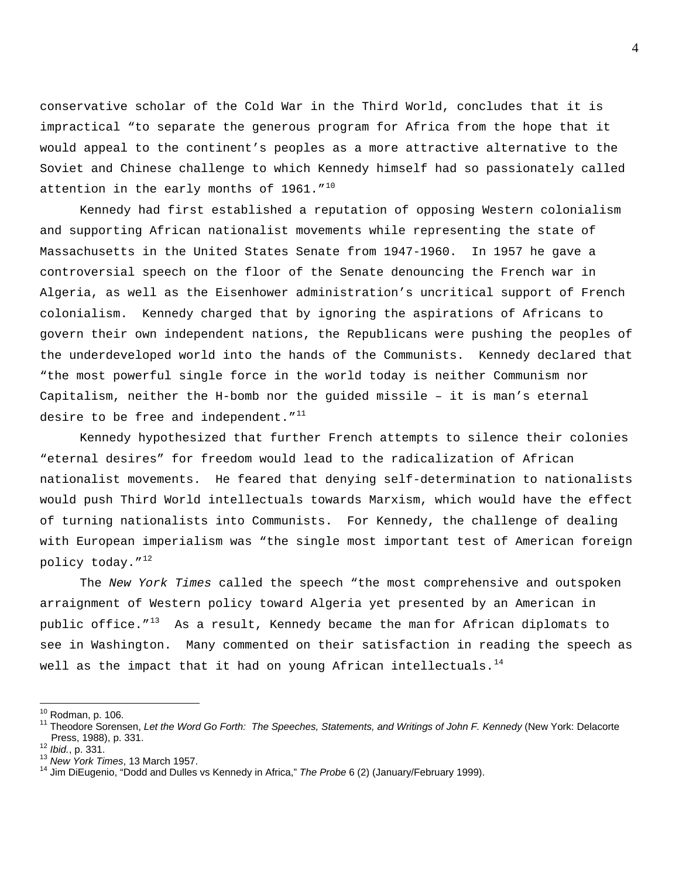conservative scholar of the Cold War in the Third World, concludes that it is impractical "to separate the generous program for Africa from the hope that it would appeal to the continent's peoples as a more attractive alternative to the Soviet and Chinese challenge to which Kennedy himself had so passionately called attention in the early months of 1961."[10]

Kennedy had first established a reputation of opposing Western colonialism and supporting African nationalist movements while representing the state of Massachusetts in the United States Senate from 1947-1960. In 1957 he gave a controversial speech on the floor of the Senate denouncing the French war in Algeria, as well as the Eisenhower administration's uncritical support of French colonialism. Kennedy charged that by ignoring the aspirations of Africans to govern their own independent nations, the Republicans were pushing the peoples of the underdeveloped world into the hands of the Communists. Kennedy declared that "the most powerful single force in the world today is neither Communism nor Capitalism, neither the H-bomb nor the guided missile – it is man's eternal desire to be free and independent."[11]

Kennedy hypothesized that further French attempts to silence their colonies "eternal desires" for freedom would lead to the radicalization of African nationalist movements. He feared that denying self-determination to nationalists would push Third World intellectuals towards Marxism, which would have the effect of turning nationalists into Communists. For Kennedy, the challenge of dealing with European imperialism was "the single most important test of American foreign policy today."[12]

The *New York Times* called the speech "the most comprehensive and outspoken arraignment of Western policy toward Algeria yet presented by an American in public office."[13] As a result, Kennedy became the man for African diplomats to see in Washington. Many commented on their satisfaction in reading the speech as well as the impact that it had on young African intellectuals.[14]

---

[10] Rodman, p. 106.

[11] Theodore Sorensen, *Let the Word Go Forth: The Speeches, Statements, and Writings of John F. Kennedy* (New York: Delacorte Press, 1988), p. 331.

[12] *Ibid.*, p. 331.

[13] *New York Times*, 13 March 1957.

[14] Jim DiEugenio, "Dodd and Dulles vs Kennedy in Africa," *The Probe* 6 (2) (January/February 1999).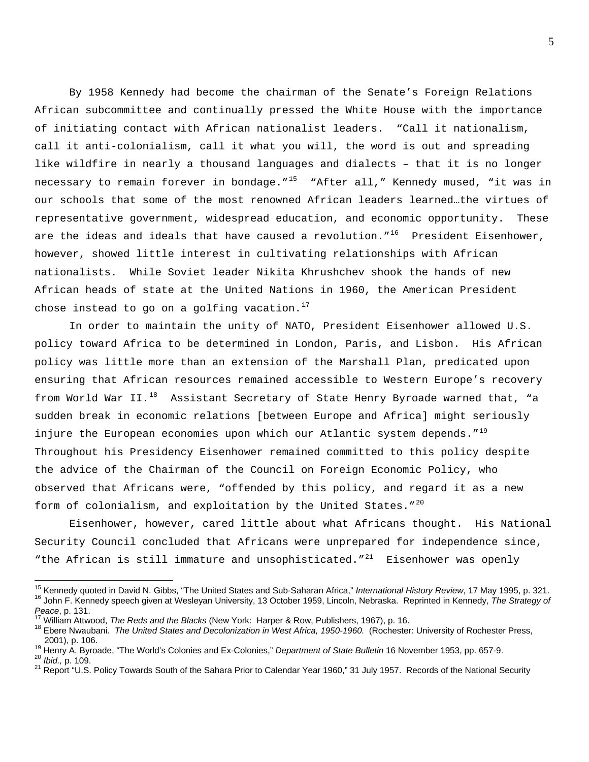By 1958 Kennedy had become the chairman of the Senate's Foreign Relations African subcommittee and continually pressed the White House with the importance of initiating contact with African nationalist leaders. "Call it nationalism, call it anti-colonialism, call it what you will, the word is out and spreading like wildfire in nearly a thousand languages and dialects – that it is no longer necessary to remain forever in bondage."[15] "After all," Kennedy mused, "it was in our schools that some of the most renowned African leaders learned…the virtues of representative government, widespread education, and economic opportunity. These are the ideas and ideals that have caused a revolution."[16] President Eisenhower, however, showed little interest in cultivating relationships with African nationalists. While Soviet leader Nikita Khrushchev shook the hands of new African heads of state at the United Nations in 1960, the American President chose instead to go on a golfing vacation.[17]

In order to maintain the unity of NATO, President Eisenhower allowed U.S. policy toward Africa to be determined in London, Paris, and Lisbon. His African policy was little more than an extension of the Marshall Plan, predicated upon ensuring that African resources remained accessible to Western Europe's recovery from World War II.[18] Assistant Secretary of State Henry Byroade warned that, "a sudden break in economic relations [between Europe and Africa] might seriously injure the European economies upon which our Atlantic system depends."[19] Throughout his Presidency Eisenhower remained committed to this policy despite the advice of the Chairman of the Council on Foreign Economic Policy, who observed that Africans were, "offended by this policy, and regard it as a new form of colonialism, and exploitation by the United States."[20]

Eisenhower, however, cared little about what Africans thought. His National Security Council concluded that Africans were unprepared for independence since, "the African is still immature and unsophisticated."[21] Eisenhower was openly

---

[15] Kennedy quoted in David N. Gibbs, "The United States and Sub-Saharan Africa," *International History Review*, 17 May 1995, p. 321.

[16] John F. Kennedy speech given at Wesleyan University, 13 October 1959, Lincoln, Nebraska. Reprinted in Kennedy, *The Strategy of Peace*, p. 131.

[17] William Attwood, *The Reds and the Blacks* (New York: Harper & Row, Publishers, 1967), p. 16.

[18] Ebere Nwaubani. *The United States and Decolonization in West Africa, 1950-1960.* (Rochester: University of Rochester Press, 2001), p. 106.

[19] Henry A. Byroade, "The World's Colonies and Ex-Colonies," *Department of State Bulletin* 16 November 1953, pp. 657-9.

[20] *Ibid.,* p. 109.

[21] Report "U.S. Policy Towards South of the Sahara Prior to Calendar Year 1960," 31 July 1957. Records of the National Security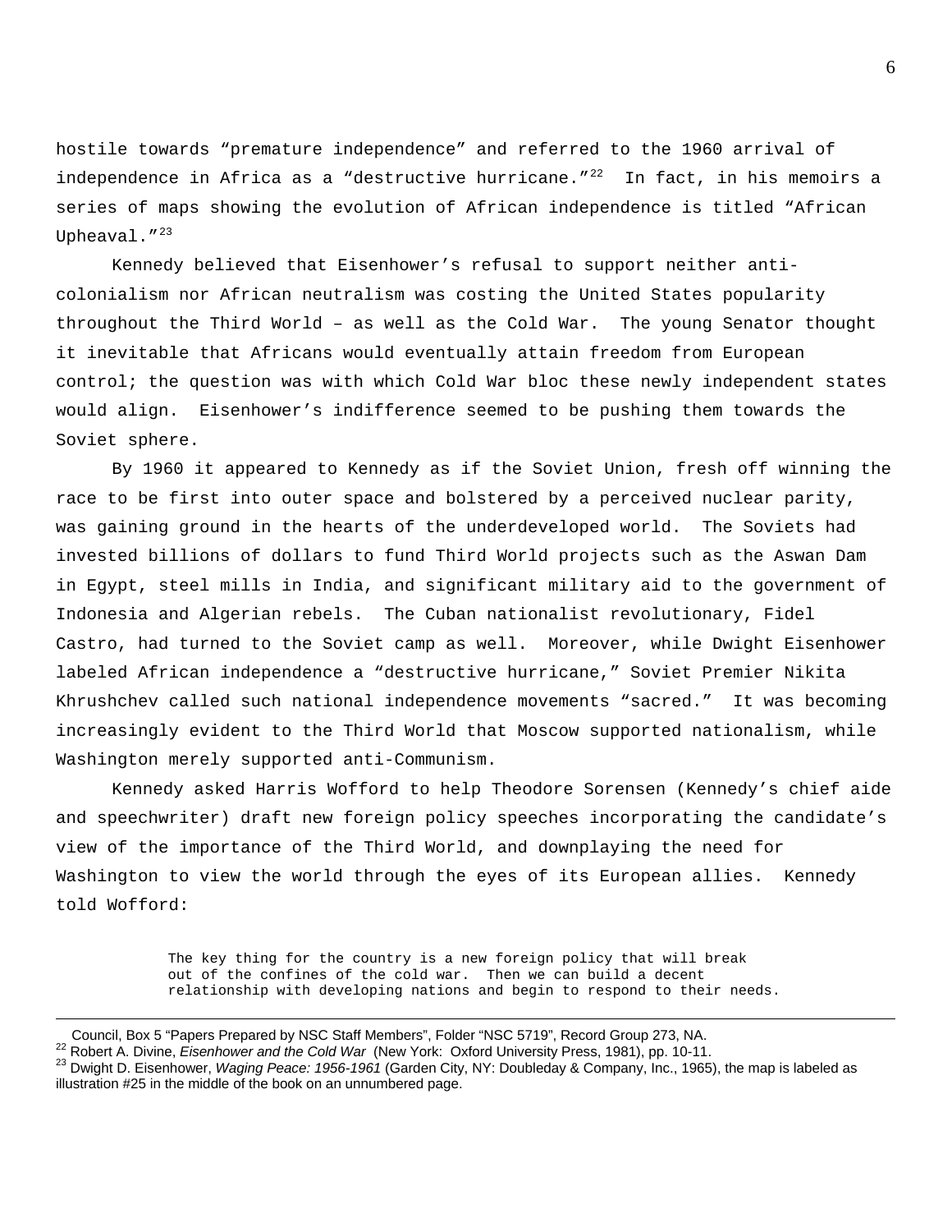hostile towards "premature independence" and referred to the 1960 arrival of independence in Africa as a "destructive hurricane."[22] In fact, in his memoirs a series of maps showing the evolution of African independence is titled "African Upheaval."[23]

Kennedy believed that Eisenhower's refusal to support neither anti-colonialism nor African neutralism was costing the United States popularity throughout the Third World – as well as the Cold War. The young Senator thought it inevitable that Africans would eventually attain freedom from European control; the question was with which Cold War bloc these newly independent states would align. Eisenhower's indifference seemed to be pushing them towards the Soviet sphere.

By 1960 it appeared to Kennedy as if the Soviet Union, fresh off winning the race to be first into outer space and bolstered by a perceived nuclear parity, was gaining ground in the hearts of the underdeveloped world. The Soviets had invested billions of dollars to fund Third World projects such as the Aswan Dam in Egypt, steel mills in India, and significant military aid to the government of Indonesia and Algerian rebels. The Cuban nationalist revolutionary, Fidel Castro, had turned to the Soviet camp as well. Moreover, while Dwight Eisenhower labeled African independence a "destructive hurricane," Soviet Premier Nikita Khrushchev called such national independence movements "sacred." It was becoming increasingly evident to the Third World that Moscow supported nationalism, while Washington merely supported anti-Communism.

Kennedy asked Harris Wofford to help Theodore Sorensen (Kennedy's chief aide and speechwriter) draft new foreign policy speeches incorporating the candidate's view of the importance of the Third World, and downplaying the need for Washington to view the world through the eyes of its European allies. Kennedy told Wofford:

> The key thing for the country is a new foreign policy that will break out of the confines of the cold war. Then we can build a decent relationship with developing nations and begin to respond to their needs.

---

Council, Box 5 "Papers Prepared by NSC Staff Members", Folder "NSC 5719", Record Group 273, NA.

[22] Robert A. Divine, *Eisenhower and the Cold War* (New York: Oxford University Press, 1981), pp. 10-11.

[23] Dwight D. Eisenhower, *Waging Peace: 1956-1961* (Garden City, NY: Doubleday & Company, Inc., 1965), the map is labeled as illustration #25 in the middle of the book on an unnumbered page.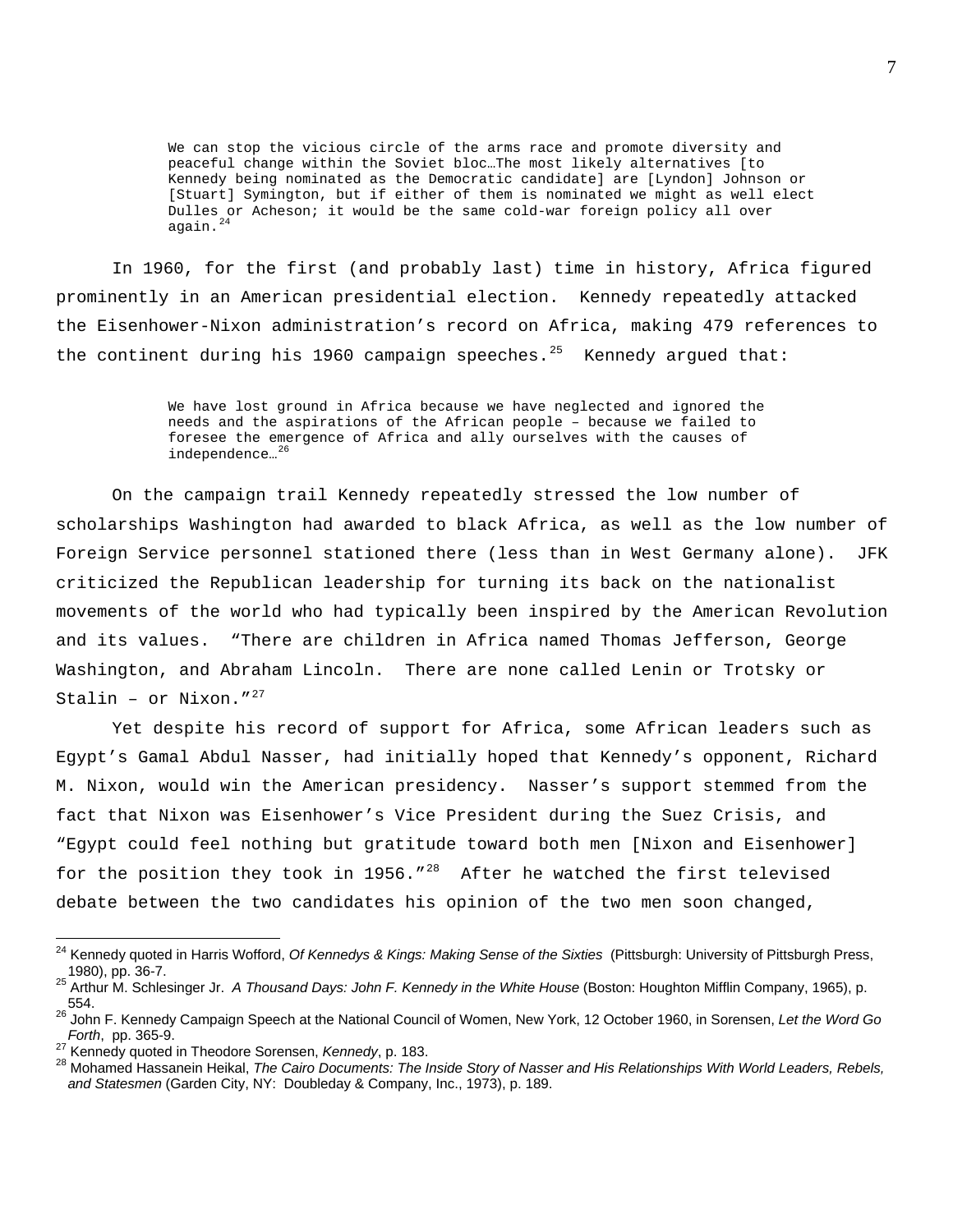> We can stop the vicious circle of the arms race and promote diversity and peaceful change within the Soviet bloc…The most likely alternatives [to Kennedy being nominated as the Democratic candidate] are [Lyndon] Johnson or [Stuart] Symington, but if either of them is nominated we might as well elect Dulles or Acheson; it would be the same cold-war foreign policy all over again.[24]

In 1960, for the first (and probably last) time in history, Africa figured prominently in an American presidential election. Kennedy repeatedly attacked the Eisenhower-Nixon administration's record on Africa, making 479 references to the continent during his 1960 campaign speeches.[25] Kennedy argued that:

> We have lost ground in Africa because we have neglected and ignored the needs and the aspirations of the African people – because we failed to foresee the emergence of Africa and ally ourselves with the causes of independence…[26]

On the campaign trail Kennedy repeatedly stressed the low number of scholarships Washington had awarded to black Africa, as well as the low number of Foreign Service personnel stationed there (less than in West Germany alone). JFK criticized the Republican leadership for turning its back on the nationalist movements of the world who had typically been inspired by the American Revolution and its values. "There are children in Africa named Thomas Jefferson, George Washington, and Abraham Lincoln. There are none called Lenin or Trotsky or Stalin – or Nixon."[27]

Yet despite his record of support for Africa, some African leaders such as Egypt's Gamal Abdul Nasser, had initially hoped that Kennedy's opponent, Richard M. Nixon, would win the American presidency. Nasser's support stemmed from the fact that Nixon was Eisenhower's Vice President during the Suez Crisis, and "Egypt could feel nothing but gratitude toward both men [Nixon and Eisenhower] for the position they took in 1956."[28] After he watched the first televised debate between the two candidates his opinion of the two men soon changed,

---

[24] Kennedy quoted in Harris Wofford, *Of Kennedys & Kings: Making Sense of the Sixties* (Pittsburgh: University of Pittsburgh Press, 1980), pp. 36-7.

[25] Arthur M. Schlesinger Jr. *A Thousand Days: John F. Kennedy in the White House* (Boston: Houghton Mifflin Company, 1965), p. 554.

[26] John F. Kennedy Campaign Speech at the National Council of Women, New York, 12 October 1960, in Sorensen, *Let the Word Go Forth*, pp. 365-9.

[27] Kennedy quoted in Theodore Sorensen, *Kennedy*, p. 183.

[28] Mohamed Hassanein Heikal, *The Cairo Documents: The Inside Story of Nasser and His Relationships With World Leaders, Rebels, and Statesmen* (Garden City, NY: Doubleday & Company, Inc., 1973), p. 189.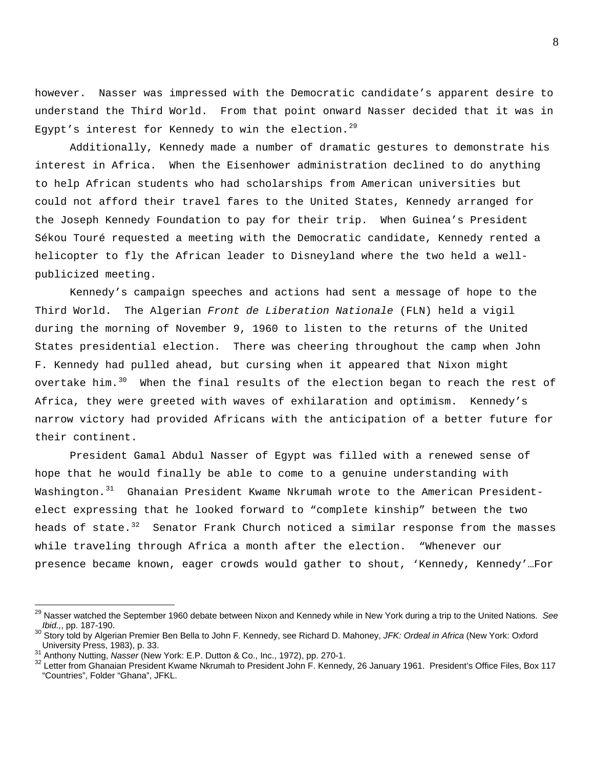however. Nasser was impressed with the Democratic candidate's apparent desire to understand the Third World. From that point onward Nasser decided that it was in Egypt's interest for Kennedy to win the election.[29]

Additionally, Kennedy made a number of dramatic gestures to demonstrate his interest in Africa. When the Eisenhower administration declined to do anything to help African students who had scholarships from American universities but could not afford their travel fares to the United States, Kennedy arranged for the Joseph Kennedy Foundation to pay for their trip. When Guinea's President Sékou Touré requested a meeting with the Democratic candidate, Kennedy rented a helicopter to fly the African leader to Disneyland where the two held a well-publicized meeting.

Kennedy's campaign speeches and actions had sent a message of hope to the Third World. The Algerian *Front de Liberation Nationale* (FLN) held a vigil during the morning of November 9, 1960 to listen to the returns of the United States presidential election. There was cheering throughout the camp when John F. Kennedy had pulled ahead, but cursing when it appeared that Nixon might overtake him.[30] When the final results of the election began to reach the rest of Africa, they were greeted with waves of exhilaration and optimism. Kennedy's narrow victory had provided Africans with the anticipation of a better future for their continent.

President Gamal Abdul Nasser of Egypt was filled with a renewed sense of hope that he would finally be able to come to a genuine understanding with Washington.[31] Ghanaian President Kwame Nkrumah wrote to the American President-elect expressing that he looked forward to "complete kinship" between the two heads of state.[32] Senator Frank Church noticed a similar response from the masses while traveling through Africa a month after the election. "Whenever our presence became known, eager crowds would gather to shout, 'Kennedy, Kennedy'…For

---

[29] Nasser watched the September 1960 debate between Nixon and Kennedy while in New York during a trip to the United Nations. *See Ibid.,*, pp. 187-190.

[30] Story told by Algerian Premier Ben Bella to John F. Kennedy, see Richard D. Mahoney, *JFK: Ordeal in Africa* (New York: Oxford University Press, 1983), p. 33.

[31] Anthony Nutting, *Nasser* (New York: E.P. Dutton & Co., Inc., 1972), pp. 270-1.

[32] Letter from Ghanaian President Kwame Nkrumah to President John F. Kennedy, 26 January 1961. President's Office Files, Box 117 "Countries", Folder "Ghana", JFKL.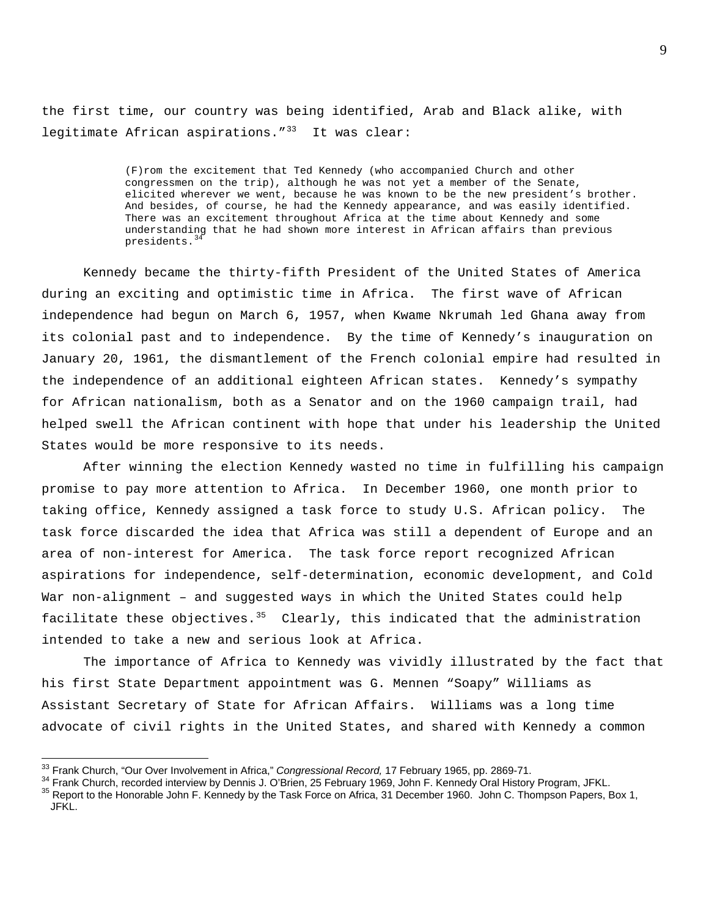the first time, our country was being identified, Arab and Black alike, with legitimate African aspirations."[33] It was clear:

> (F)rom the excitement that Ted Kennedy (who accompanied Church and other congressmen on the trip), although he was not yet a member of the Senate, elicited wherever we went, because he was known to be the new president's brother. And besides, of course, he had the Kennedy appearance, and was easily identified. There was an excitement throughout Africa at the time about Kennedy and some understanding that he had shown more interest in African affairs than previous presidents.[34]

Kennedy became the thirty-fifth President of the United States of America during an exciting and optimistic time in Africa. The first wave of African independence had begun on March 6, 1957, when Kwame Nkrumah led Ghana away from its colonial past and to independence. By the time of Kennedy's inauguration on January 20, 1961, the dismantlement of the French colonial empire had resulted in the independence of an additional eighteen African states. Kennedy's sympathy for African nationalism, both as a Senator and on the 1960 campaign trail, had helped swell the African continent with hope that under his leadership the United States would be more responsive to its needs.

After winning the election Kennedy wasted no time in fulfilling his campaign promise to pay more attention to Africa. In December 1960, one month prior to taking office, Kennedy assigned a task force to study U.S. African policy. The task force discarded the idea that Africa was still a dependent of Europe and an area of non-interest for America. The task force report recognized African aspirations for independence, self-determination, economic development, and Cold War non-alignment – and suggested ways in which the United States could help facilitate these objectives.[35] Clearly, this indicated that the administration intended to take a new and serious look at Africa.

The importance of Africa to Kennedy was vividly illustrated by the fact that his first State Department appointment was G. Mennen "Soapy" Williams as Assistant Secretary of State for African Affairs. Williams was a long time advocate of civil rights in the United States, and shared with Kennedy a common

---

[33] Frank Church, "Our Over Involvement in Africa," *Congressional Record,* 17 February 1965, pp. 2869-71.

[34] Frank Church, recorded interview by Dennis J. O'Brien, 25 February 1969, John F. Kennedy Oral History Program, JFKL.

[35] Report to the Honorable John F. Kennedy by the Task Force on Africa, 31 December 1960. John C. Thompson Papers, Box 1, JFKL.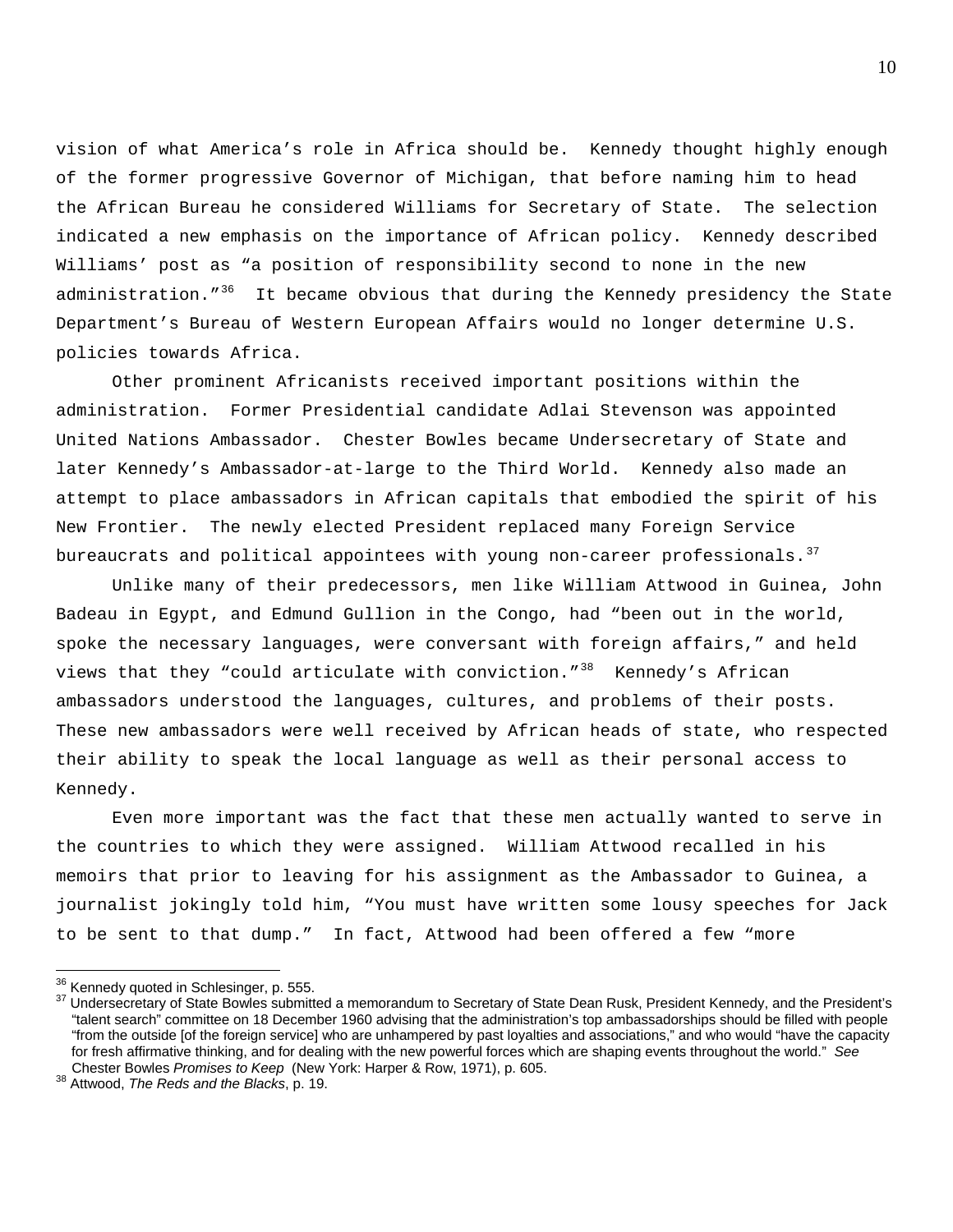vision of what America's role in Africa should be. Kennedy thought highly enough of the former progressive Governor of Michigan, that before naming him to head the African Bureau he considered Williams for Secretary of State. The selection indicated a new emphasis on the importance of African policy. Kennedy described Williams' post as "a position of responsibility second to none in the new administration."[36] It became obvious that during the Kennedy presidency the State Department's Bureau of Western European Affairs would no longer determine U.S. policies towards Africa.

Other prominent Africanists received important positions within the administration. Former Presidential candidate Adlai Stevenson was appointed United Nations Ambassador. Chester Bowles became Undersecretary of State and later Kennedy's Ambassador-at-large to the Third World. Kennedy also made an attempt to place ambassadors in African capitals that embodied the spirit of his New Frontier. The newly elected President replaced many Foreign Service bureaucrats and political appointees with young non-career professionals.[37]

Unlike many of their predecessors, men like William Attwood in Guinea, John Badeau in Egypt, and Edmund Gullion in the Congo, had "been out in the world, spoke the necessary languages, were conversant with foreign affairs," and held views that they "could articulate with conviction."[38] Kennedy's African ambassadors understood the languages, cultures, and problems of their posts. These new ambassadors were well received by African heads of state, who respected their ability to speak the local language as well as their personal access to Kennedy.

Even more important was the fact that these men actually wanted to serve in the countries to which they were assigned. William Attwood recalled in his memoirs that prior to leaving for his assignment as the Ambassador to Guinea, a journalist jokingly told him, "You must have written some lousy speeches for Jack to be sent to that dump." In fact, Attwood had been offered a few "more

---

[36] Kennedy quoted in Schlesinger, p. 555.

[37] Undersecretary of State Bowles submitted a memorandum to Secretary of State Dean Rusk, President Kennedy, and the President's "talent search" committee on 18 December 1960 advising that the administration's top ambassadorships should be filled with people "from the outside [of the foreign service] who are unhampered by past loyalties and associations," and who would "have the capacity for fresh affirmative thinking, and for dealing with the new powerful forces which are shaping events throughout the world." *See* Chester Bowles *Promises to Keep* (New York: Harper & Row, 1971), p. 605.

[38] Attwood, *The Reds and the Blacks*, p. 19.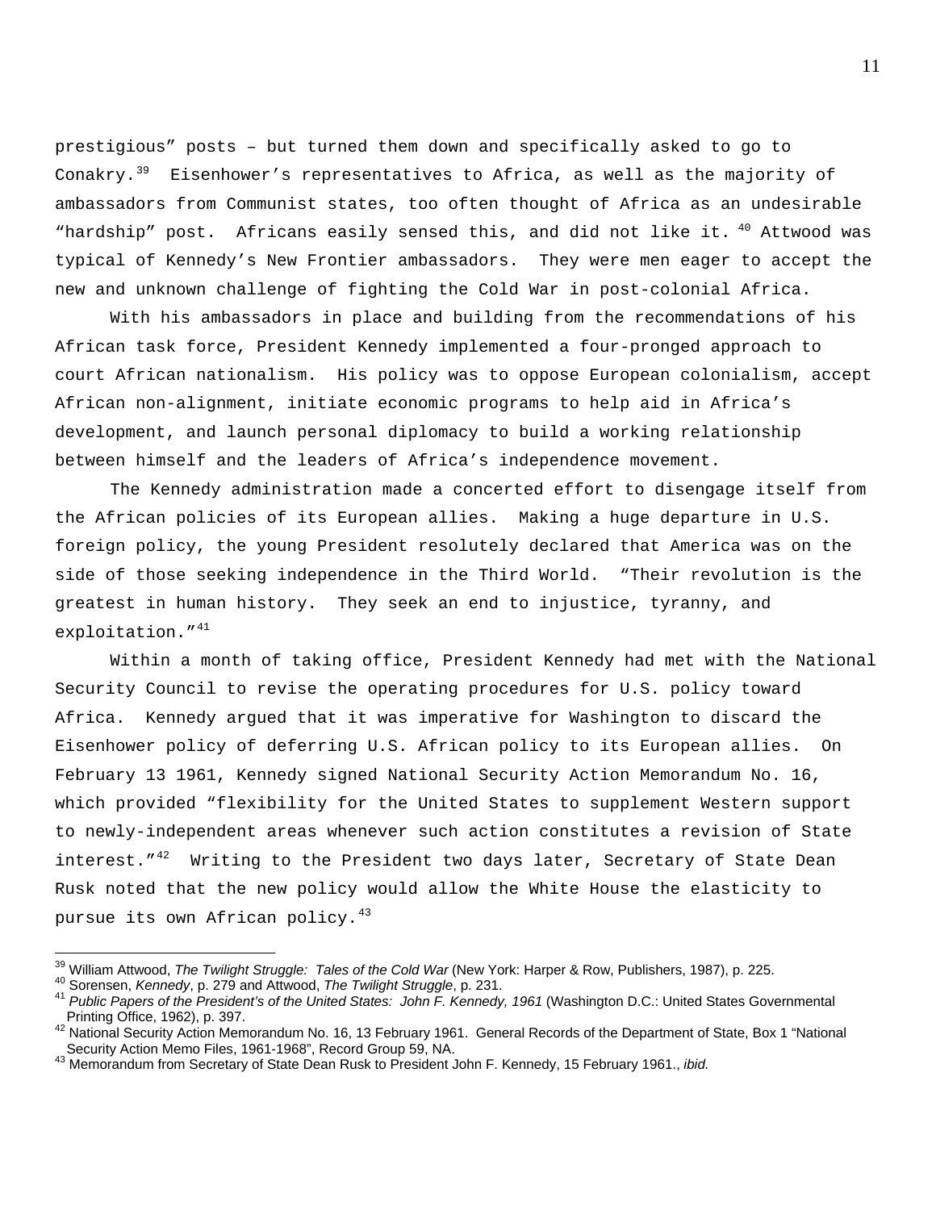prestigious" posts – but turned them down and specifically asked to go to Conakry.[39] Eisenhower's representatives to Africa, as well as the majority of ambassadors from Communist states, too often thought of Africa as an undesirable "hardship" post. Africans easily sensed this, and did not like it.[40] Attwood was typical of Kennedy's New Frontier ambassadors. They were men eager to accept the new and unknown challenge of fighting the Cold War in post-colonial Africa.

With his ambassadors in place and building from the recommendations of his African task force, President Kennedy implemented a four-pronged approach to court African nationalism. His policy was to oppose European colonialism, accept African non-alignment, initiate economic programs to help aid in Africa's development, and launch personal diplomacy to build a working relationship between himself and the leaders of Africa's independence movement.

The Kennedy administration made a concerted effort to disengage itself from the African policies of its European allies. Making a huge departure in U.S. foreign policy, the young President resolutely declared that America was on the side of those seeking independence in the Third World. "Their revolution is the greatest in human history. They seek an end to injustice, tyranny, and exploitation."[41]

Within a month of taking office, President Kennedy had met with the National Security Council to revise the operating procedures for U.S. policy toward Africa. Kennedy argued that it was imperative for Washington to discard the Eisenhower policy of deferring U.S. African policy to its European allies. On February 13 1961, Kennedy signed National Security Action Memorandum No. 16, which provided "flexibility for the United States to supplement Western support to newly-independent areas whenever such action constitutes a revision of State interest."[42] Writing to the President two days later, Secretary of State Dean Rusk noted that the new policy would allow the White House the elasticity to pursue its own African policy.[43]

---

[39] William Attwood, *The Twilight Struggle: Tales of the Cold War* (New York: Harper & Row, Publishers, 1987), p. 225.
[40] Sorensen, *Kennedy*, p. 279 and Attwood, *The Twilight Struggle*, p. 231.
[41] *Public Papers of the President's of the United States: John F. Kennedy, 1961* (Washington D.C.: United States Governmental Printing Office, 1962), p. 397.
[42] National Security Action Memorandum No. 16, 13 February 1961. General Records of the Department of State, Box 1 "National Security Action Memo Files, 1961-1968", Record Group 59, NA.
[43] Memorandum from Secretary of State Dean Rusk to President John F. Kennedy, 15 February 1961., *ibid.*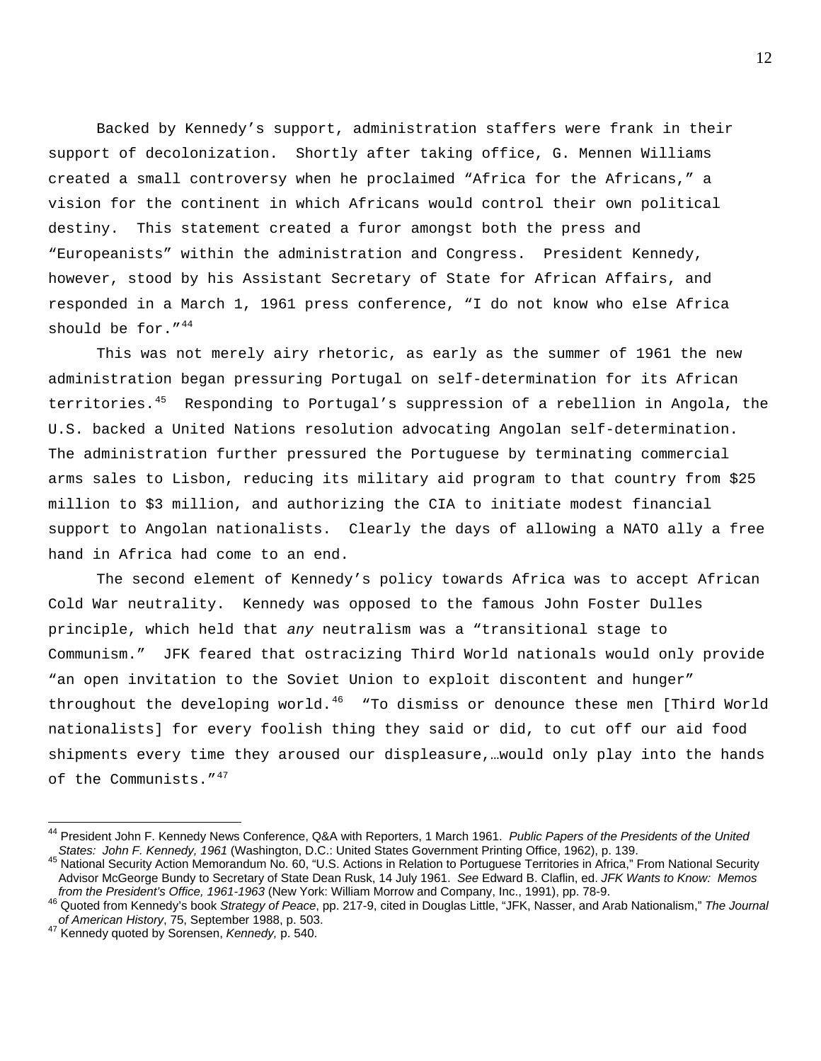Backed by Kennedy's support, administration staffers were frank in their support of decolonization. Shortly after taking office, G. Mennen Williams created a small controversy when he proclaimed "Africa for the Africans," a vision for the continent in which Africans would control their own political destiny. This statement created a furor amongst both the press and "Europeanists" within the administration and Congress. President Kennedy, however, stood by his Assistant Secretary of State for African Affairs, and responded in a March 1, 1961 press conference, "I do not know who else Africa should be for."[44]

This was not merely airy rhetoric, as early as the summer of 1961 the new administration began pressuring Portugal on self-determination for its African territories.[45] Responding to Portugal's suppression of a rebellion in Angola, the U.S. backed a United Nations resolution advocating Angolan self-determination. The administration further pressured the Portuguese by terminating commercial arms sales to Lisbon, reducing its military aid program to that country from $25 million to $3 million, and authorizing the CIA to initiate modest financial support to Angolan nationalists. Clearly the days of allowing a NATO ally a free hand in Africa had come to an end.

The second element of Kennedy's policy towards Africa was to accept African Cold War neutrality. Kennedy was opposed to the famous John Foster Dulles principle, which held that *any* neutralism was a "transitional stage to Communism." JFK feared that ostracizing Third World nationals would only provide "an open invitation to the Soviet Union to exploit discontent and hunger" throughout the developing world.[46] "To dismiss or denounce these men [Third World nationalists] for every foolish thing they said or did, to cut off our aid food shipments every time they aroused our displeasure,…would only play into the hands of the Communists."[47]

---

[44] President John F. Kennedy News Conference, Q&A with Reporters, 1 March 1961. *Public Papers of the Presidents of the United States: John F. Kennedy, 1961* (Washington, D.C.: United States Government Printing Office, 1962), p. 139.

[45] National Security Action Memorandum No. 60, "U.S. Actions in Relation to Portuguese Territories in Africa," From National Security Advisor McGeorge Bundy to Secretary of State Dean Rusk, 14 July 1961. *See* Edward B. Claflin, ed. *JFK Wants to Know: Memos from the President's Office, 1961-1963* (New York: William Morrow and Company, Inc., 1991), pp. 78-9.

[46] Quoted from Kennedy's book *Strategy of Peace*, pp. 217-9, cited in Douglas Little, "JFK, Nasser, and Arab Nationalism," *The Journal of American History*, 75, September 1988, p. 503.

[47] Kennedy quoted by Sorensen, *Kennedy,* p. 540.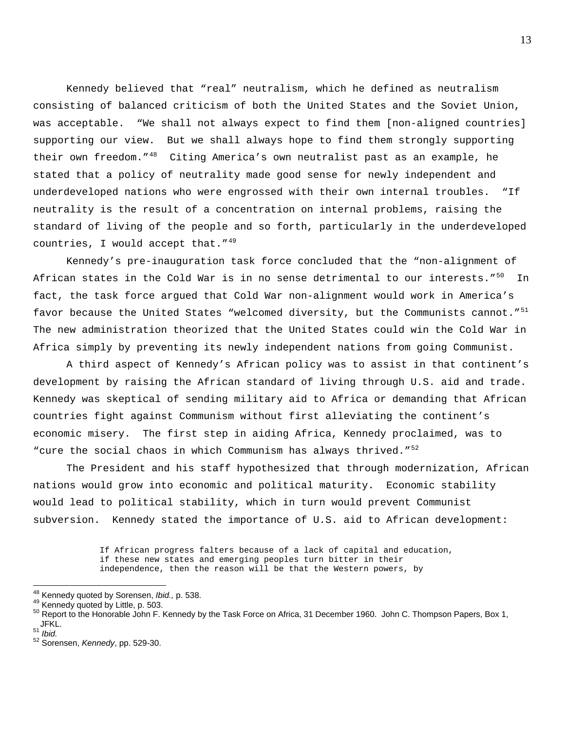Kennedy believed that “real” neutralism, which he defined as neutralism consisting of balanced criticism of both the United States and the Soviet Union, was acceptable. “We shall not always expect to find them [non-aligned countries] supporting our view. But we shall always hope to find them strongly supporting their own freedom.”[48] Citing America’s own neutralist past as an example, he stated that a policy of neutrality made good sense for newly independent and underdeveloped nations who were engrossed with their own internal troubles. “If neutrality is the result of a concentration on internal problems, raising the standard of living of the people and so forth, particularly in the underdeveloped countries, I would accept that.”[49]

Kennedy’s pre-inauguration task force concluded that the “non-alignment of African states in the Cold War is in no sense detrimental to our interests.”[50] In fact, the task force argued that Cold War non-alignment would work in America’s favor because the United States “welcomed diversity, but the Communists cannot.”[51] The new administration theorized that the United States could win the Cold War in Africa simply by preventing its newly independent nations from going Communist.

A third aspect of Kennedy’s African policy was to assist in that continent’s development by raising the African standard of living through U.S. aid and trade. Kennedy was skeptical of sending military aid to Africa or demanding that African countries fight against Communism without first alleviating the continent’s economic misery. The first step in aiding Africa, Kennedy proclaimed, was to “cure the social chaos in which Communism has always thrived.”[52]

The President and his staff hypothesized that through modernization, African nations would grow into economic and political maturity. Economic stability would lead to political stability, which in turn would prevent Communist subversion. Kennedy stated the importance of U.S. aid to African development:

> If African progress falters because of a lack of capital and education, if these new states and emerging peoples turn bitter in their independence, then the reason will be that the Western powers, by

---

[48] Kennedy quoted by Sorensen, *Ibid.,* p. 538.
[49] Kennedy quoted by Little, p. 503.
[50] Report to the Honorable John F. Kennedy by the Task Force on Africa, 31 December 1960. John C. Thompson Papers, Box 1, JFKL.
[51] *Ibid.*
[52] Sorensen, *Kennedy*, pp. 529-30.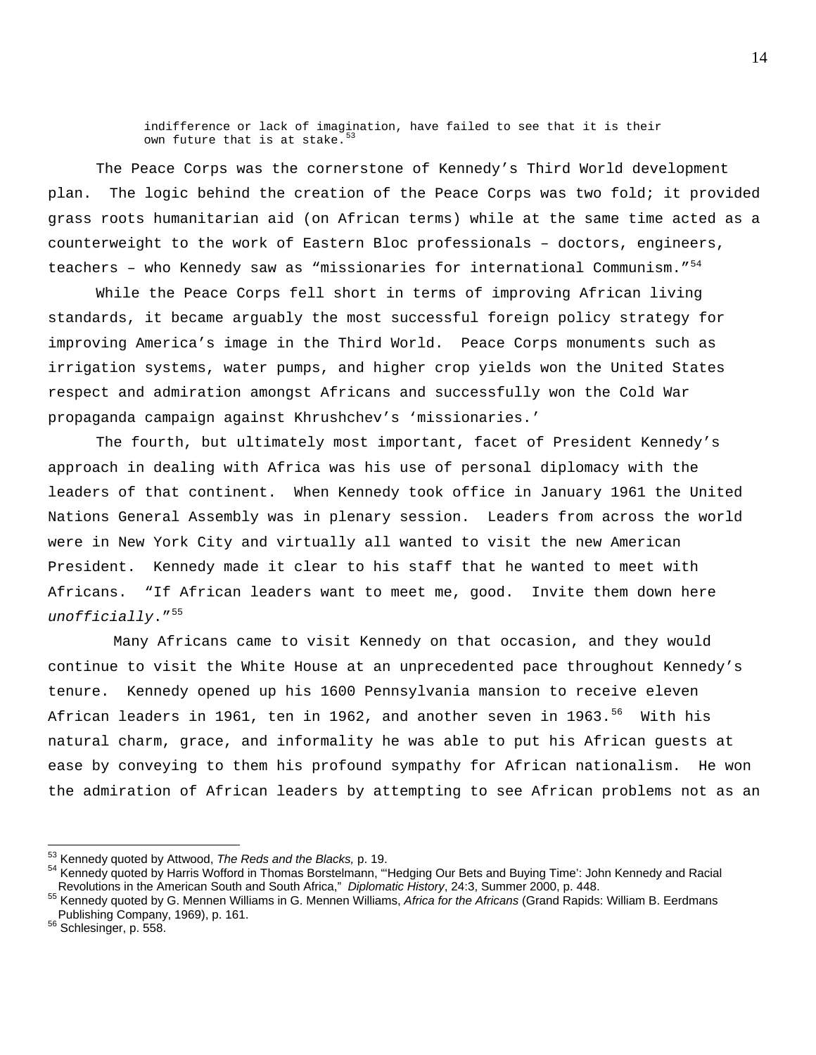> indifference or lack of imagination, have failed to see that it is their own future that is at stake.[53]

The Peace Corps was the cornerstone of Kennedy's Third World development plan. The logic behind the creation of the Peace Corps was two fold; it provided grass roots humanitarian aid (on African terms) while at the same time acted as a counterweight to the work of Eastern Bloc professionals – doctors, engineers, teachers – who Kennedy saw as "missionaries for international Communism."[54]

While the Peace Corps fell short in terms of improving African living standards, it became arguably the most successful foreign policy strategy for improving America's image in the Third World. Peace Corps monuments such as irrigation systems, water pumps, and higher crop yields won the United States respect and admiration amongst Africans and successfully won the Cold War propaganda campaign against Khrushchev's 'missionaries.'

The fourth, but ultimately most important, facet of President Kennedy's approach in dealing with Africa was his use of personal diplomacy with the leaders of that continent. When Kennedy took office in January 1961 the United Nations General Assembly was in plenary session. Leaders from across the world were in New York City and virtually all wanted to visit the new American President. Kennedy made it clear to his staff that he wanted to meet with Africans. "If African leaders want to meet me, good. Invite them down here *unofficially*."[55]

Many Africans came to visit Kennedy on that occasion, and they would continue to visit the White House at an unprecedented pace throughout Kennedy's tenure. Kennedy opened up his 1600 Pennsylvania mansion to receive eleven African leaders in 1961, ten in 1962, and another seven in 1963.[56] With his natural charm, grace, and informality he was able to put his African guests at ease by conveying to them his profound sympathy for African nationalism. He won the admiration of African leaders by attempting to see African problems not as an

---

[53] Kennedy quoted by Attwood, *The Reds and the Blacks,* p. 19.

[54] Kennedy quoted by Harris Wofford in Thomas Borstelmann, "'Hedging Our Bets and Buying Time': John Kennedy and Racial Revolutions in the American South and South Africa," *Diplomatic History*, 24:3, Summer 2000, p. 448.

[55] Kennedy quoted by G. Mennen Williams in G. Mennen Williams, *Africa for the Africans* (Grand Rapids: William B. Eerdmans Publishing Company, 1969), p. 161.

[56] Schlesinger, p. 558.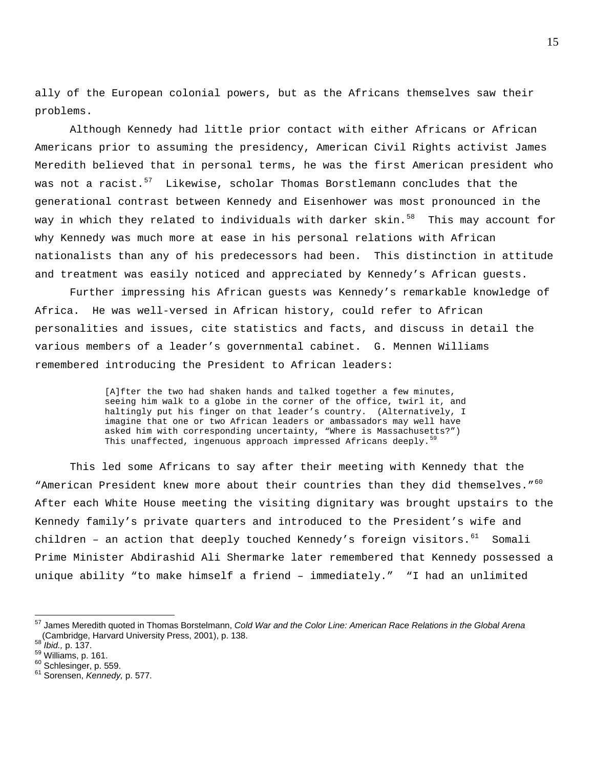ally of the European colonial powers, but as the Africans themselves saw their problems.

Although Kennedy had little prior contact with either Africans or African Americans prior to assuming the presidency, American Civil Rights activist James Meredith believed that in personal terms, he was the first American president who was not a racist.[57] Likewise, scholar Thomas Borstlemann concludes that the generational contrast between Kennedy and Eisenhower was most pronounced in the way in which they related to individuals with darker skin.[58] This may account for why Kennedy was much more at ease in his personal relations with African nationalists than any of his predecessors had been. This distinction in attitude and treatment was easily noticed and appreciated by Kennedy's African guests.

Further impressing his African guests was Kennedy's remarkable knowledge of Africa. He was well-versed in African history, could refer to African personalities and issues, cite statistics and facts, and discuss in detail the various members of a leader's governmental cabinet. G. Mennen Williams remembered introducing the President to African leaders:

> [A]fter the two had shaken hands and talked together a few minutes, seeing him walk to a globe in the corner of the office, twirl it, and haltingly put his finger on that leader's country. (Alternatively, I imagine that one or two African leaders or ambassadors may well have asked him with corresponding uncertainty, "Where is Massachusetts?") This unaffected, ingenuous approach impressed Africans deeply.[59]

This led some Africans to say after their meeting with Kennedy that the "American President knew more about their countries than they did themselves."[60] After each White House meeting the visiting dignitary was brought upstairs to the Kennedy family's private quarters and introduced to the President's wife and children – an action that deeply touched Kennedy's foreign visitors.[61] Somali Prime Minister Abdirashid Ali Shermarke later remembered that Kennedy possessed a unique ability "to make himself a friend – immediately." "I had an unlimited

---

[57] James Meredith quoted in Thomas Borstelmann, *Cold War and the Color Line: American Race Relations in the Global Arena* (Cambridge, Harvard University Press, 2001), p. 138.
[58] *Ibid.,* p. 137.
[59] Williams, p. 161.
[60] Schlesinger, p. 559.
[61] Sorensen, *Kennedy,* p. 577.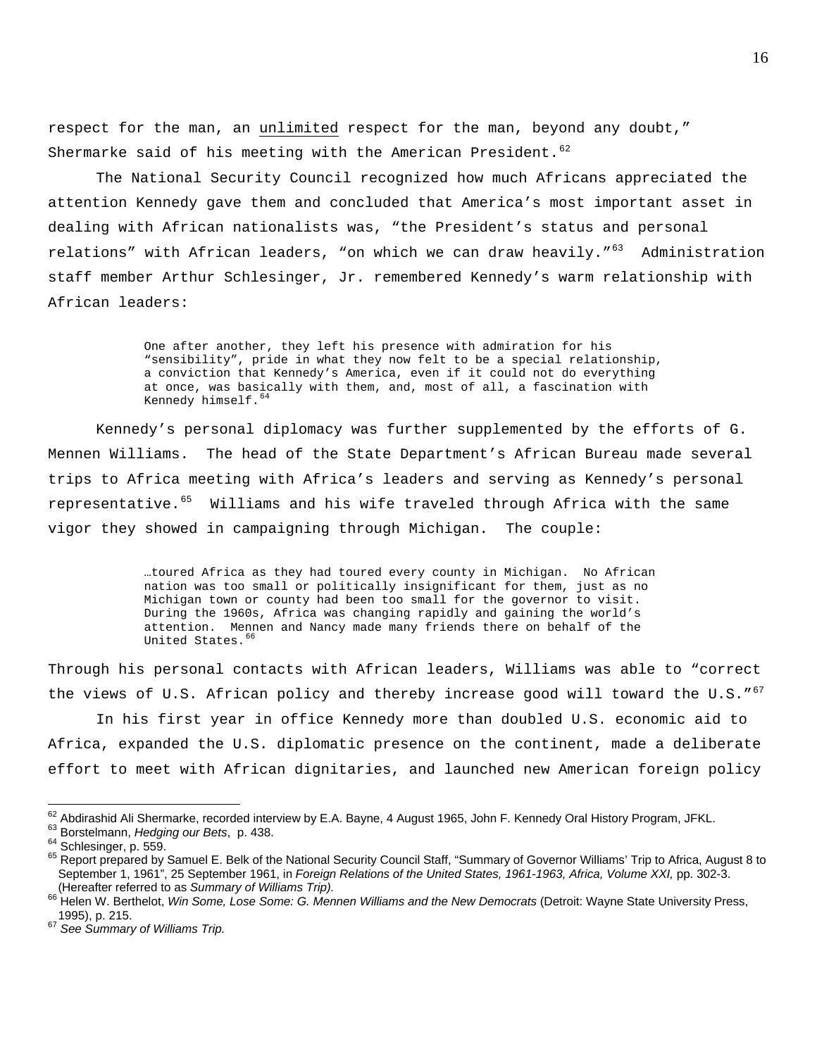respect for the man, an <u>unlimited</u> respect for the man, beyond any doubt," Shermarke said of his meeting with the American President.[62]

The National Security Council recognized how much Africans appreciated the attention Kennedy gave them and concluded that America's most important asset in dealing with African nationalists was, "the President's status and personal relations" with African leaders, "on which we can draw heavily."[63] Administration staff member Arthur Schlesinger, Jr. remembered Kennedy's warm relationship with African leaders:

> One after another, they left his presence with admiration for his "sensibility", pride in what they now felt to be a special relationship, a conviction that Kennedy's America, even if it could not do everything at once, was basically with them, and, most of all, a fascination with Kennedy himself.[64]

Kennedy's personal diplomacy was further supplemented by the efforts of G. Mennen Williams. The head of the State Department's African Bureau made several trips to Africa meeting with Africa's leaders and serving as Kennedy's personal representative.[65] Williams and his wife traveled through Africa with the same vigor they showed in campaigning through Michigan. The couple:

> …toured Africa as they had toured every county in Michigan. No African nation was too small or politically insignificant for them, just as no Michigan town or county had been too small for the governor to visit. During the 1960s, Africa was changing rapidly and gaining the world's attention. Mennen and Nancy made many friends there on behalf of the United States.[66]

Through his personal contacts with African leaders, Williams was able to "correct the views of U.S. African policy and thereby increase good will toward the U.S."[67]

In his first year in office Kennedy more than doubled U.S. economic aid to Africa, expanded the U.S. diplomatic presence on the continent, made a deliberate effort to meet with African dignitaries, and launched new American foreign policy

---

[62] Abdirashid Ali Shermarke, recorded interview by E.A. Bayne, 4 August 1965, John F. Kennedy Oral History Program, JFKL.

[63] Borstelmann, *Hedging our Bets*, p. 438.

[64] Schlesinger, p. 559.

[65] Report prepared by Samuel E. Belk of the National Security Council Staff, "Summary of Governor Williams' Trip to Africa, August 8 to September 1, 1961", 25 September 1961, in *Foreign Relations of the United States, 1961-1963, Africa, Volume XXI,* pp. 302-3. (Hereafter referred to as *Summary of Williams Trip).*

[66] Helen W. Berthelot, *Win Some, Lose Some: G. Mennen Williams and the New Democrats* (Detroit: Wayne State University Press, 1995), p. 215.

[67] *See Summary of Williams Trip.*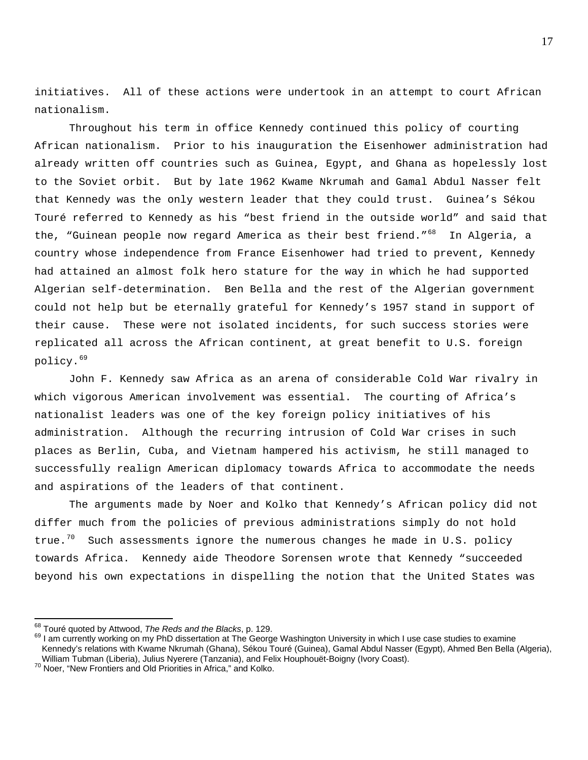initiatives. All of these actions were undertook in an attempt to court African nationalism.

Throughout his term in office Kennedy continued this policy of courting African nationalism. Prior to his inauguration the Eisenhower administration had already written off countries such as Guinea, Egypt, and Ghana as hopelessly lost to the Soviet orbit. But by late 1962 Kwame Nkrumah and Gamal Abdul Nasser felt that Kennedy was the only western leader that they could trust. Guinea's Sékou Touré referred to Kennedy as his "best friend in the outside world" and said that the, "Guinean people now regard America as their best friend."[68] In Algeria, a country whose independence from France Eisenhower had tried to prevent, Kennedy had attained an almost folk hero stature for the way in which he had supported Algerian self-determination. Ben Bella and the rest of the Algerian government could not help but be eternally grateful for Kennedy's 1957 stand in support of their cause. These were not isolated incidents, for such success stories were replicated all across the African continent, at great benefit to U.S. foreign policy.[69]

John F. Kennedy saw Africa as an arena of considerable Cold War rivalry in which vigorous American involvement was essential. The courting of Africa's nationalist leaders was one of the key foreign policy initiatives of his administration. Although the recurring intrusion of Cold War crises in such places as Berlin, Cuba, and Vietnam hampered his activism, he still managed to successfully realign American diplomacy towards Africa to accommodate the needs and aspirations of the leaders of that continent.

The arguments made by Noer and Kolko that Kennedy's African policy did not differ much from the policies of previous administrations simply do not hold true.[70] Such assessments ignore the numerous changes he made in U.S. policy towards Africa. Kennedy aide Theodore Sorensen wrote that Kennedy "succeeded beyond his own expectations in dispelling the notion that the United States was

---

[68] Touré quoted by Attwood, *The Reds and the Blacks*, p. 129.

[69] I am currently working on my PhD dissertation at The George Washington University in which I use case studies to examine Kennedy's relations with Kwame Nkrumah (Ghana), Sékou Touré (Guinea), Gamal Abdul Nasser (Egypt), Ahmed Ben Bella (Algeria), William Tubman (Liberia), Julius Nyerere (Tanzania), and Felix Houphouët-Boigny (Ivory Coast).

[70] Noer, "New Frontiers and Old Priorities in Africa," and Kolko.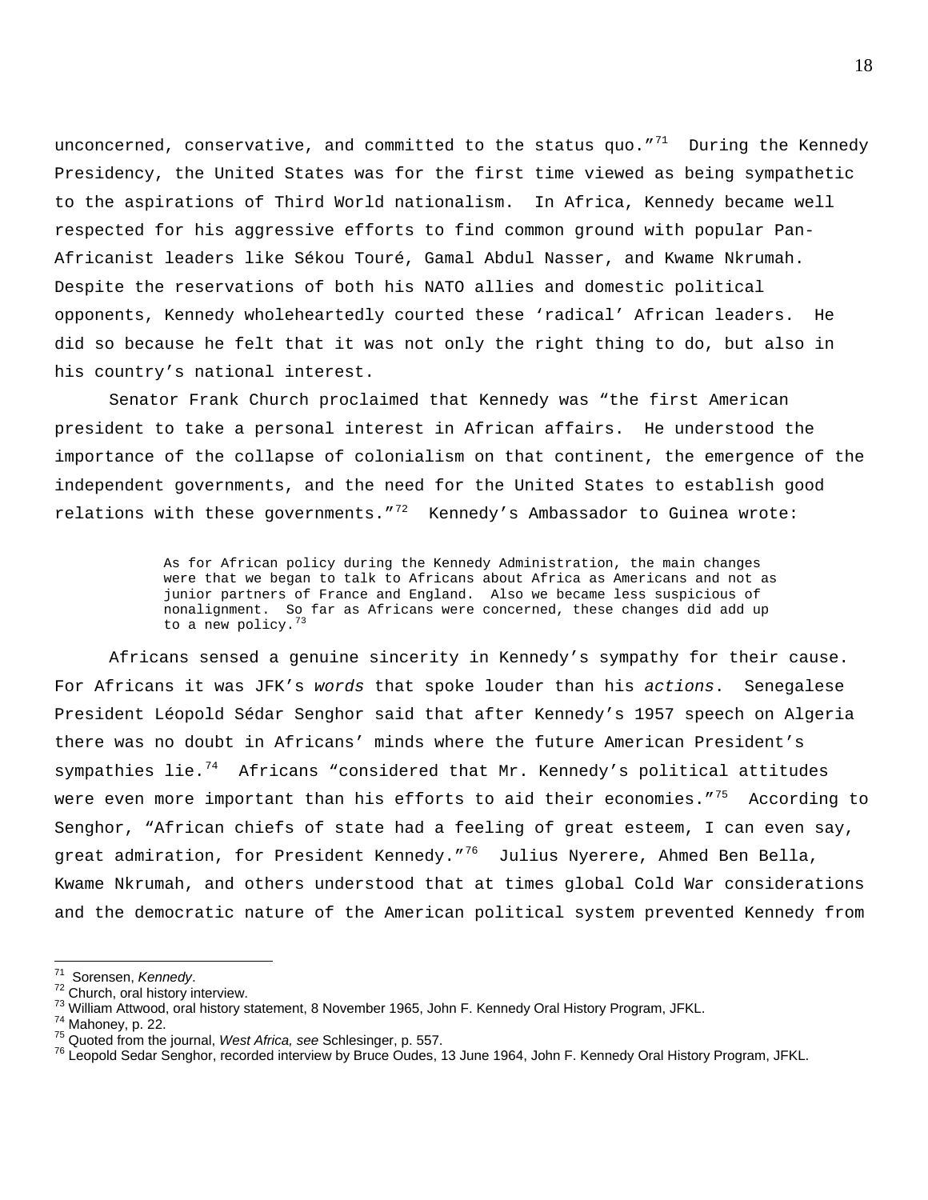unconcerned, conservative, and committed to the status quo."[71] During the Kennedy Presidency, the United States was for the first time viewed as being sympathetic to the aspirations of Third World nationalism. In Africa, Kennedy became well respected for his aggressive efforts to find common ground with popular Pan-Africanist leaders like Sékou Touré, Gamal Abdul Nasser, and Kwame Nkrumah. Despite the reservations of both his NATO allies and domestic political opponents, Kennedy wholeheartedly courted these 'radical' African leaders. He did so because he felt that it was not only the right thing to do, but also in his country's national interest.

Senator Frank Church proclaimed that Kennedy was "the first American president to take a personal interest in African affairs. He understood the importance of the collapse of colonialism on that continent, the emergence of the independent governments, and the need for the United States to establish good relations with these governments."[72] Kennedy's Ambassador to Guinea wrote:

> As for African policy during the Kennedy Administration, the main changes were that we began to talk to Africans about Africa as Americans and not as junior partners of France and England. Also we became less suspicious of nonalignment. So far as Africans were concerned, these changes did add up to a new policy.[73]

Africans sensed a genuine sincerity in Kennedy's sympathy for their cause. For Africans it was JFK's *words* that spoke louder than his *actions*. Senegalese President Léopold Sédar Senghor said that after Kennedy's 1957 speech on Algeria there was no doubt in Africans' minds where the future American President's sympathies lie.[74] Africans "considered that Mr. Kennedy's political attitudes were even more important than his efforts to aid their economies."[75] According to Senghor, "African chiefs of state had a feeling of great esteem, I can even say, great admiration, for President Kennedy."[76] Julius Nyerere, Ahmed Ben Bella, Kwame Nkrumah, and others understood that at times global Cold War considerations and the democratic nature of the American political system prevented Kennedy from

---

[71] Sorensen, *Kennedy*.

[72] Church, oral history interview.

[73] William Attwood, oral history statement, 8 November 1965, John F. Kennedy Oral History Program, JFKL.

[74] Mahoney, p. 22.

[75] Quoted from the journal, *West Africa, see* Schlesinger, p. 557.

[76] Leopold Sedar Senghor, recorded interview by Bruce Oudes, 13 June 1964, John F. Kennedy Oral History Program, JFKL.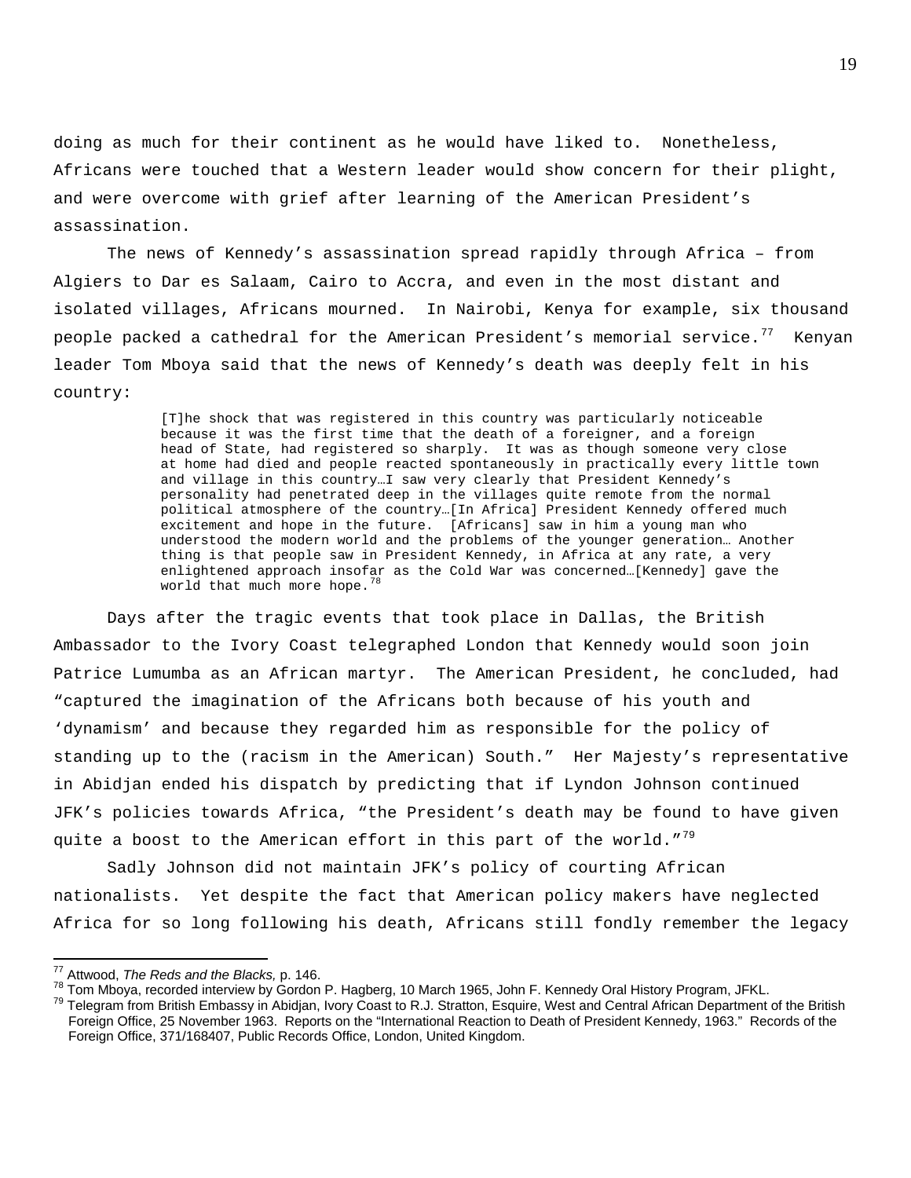doing as much for their continent as he would have liked to. Nonetheless, Africans were touched that a Western leader would show concern for their plight, and were overcome with grief after learning of the American President's assassination.

The news of Kennedy's assassination spread rapidly through Africa – from Algiers to Dar es Salaam, Cairo to Accra, and even in the most distant and isolated villages, Africans mourned. In Nairobi, Kenya for example, six thousand people packed a cathedral for the American President's memorial service.[77] Kenyan leader Tom Mboya said that the news of Kennedy's death was deeply felt in his country:

> [T]he shock that was registered in this country was particularly noticeable because it was the first time that the death of a foreigner, and a foreign head of State, had registered so sharply. It was as though someone very close at home had died and people reacted spontaneously in practically every little town and village in this country…I saw very clearly that President Kennedy's personality had penetrated deep in the villages quite remote from the normal political atmosphere of the country…[In Africa] President Kennedy offered much excitement and hope in the future. [Africans] saw in him a young man who understood the modern world and the problems of the younger generation… Another thing is that people saw in President Kennedy, in Africa at any rate, a very enlightened approach insofar as the Cold War was concerned…[Kennedy] gave the world that much more hope.[78]

Days after the tragic events that took place in Dallas, the British Ambassador to the Ivory Coast telegraphed London that Kennedy would soon join Patrice Lumumba as an African martyr. The American President, he concluded, had "captured the imagination of the Africans both because of his youth and 'dynamism' and because they regarded him as responsible for the policy of standing up to the (racism in the American) South." Her Majesty's representative in Abidjan ended his dispatch by predicting that if Lyndon Johnson continued JFK's policies towards Africa, "the President's death may be found to have given quite a boost to the American effort in this part of the world."[79]

Sadly Johnson did not maintain JFK's policy of courting African nationalists. Yet despite the fact that American policy makers have neglected Africa for so long following his death, Africans still fondly remember the legacy

---

[77] Attwood, *The Reds and the Blacks,* p. 146.

[78] Tom Mboya, recorded interview by Gordon P. Hagberg, 10 March 1965, John F. Kennedy Oral History Program, JFKL.

[79] Telegram from British Embassy in Abidjan, Ivory Coast to R.J. Stratton, Esquire, West and Central African Department of the British Foreign Office, 25 November 1963. Reports on the "International Reaction to Death of President Kennedy, 1963." Records of the Foreign Office, 371/168407, Public Records Office, London, United Kingdom.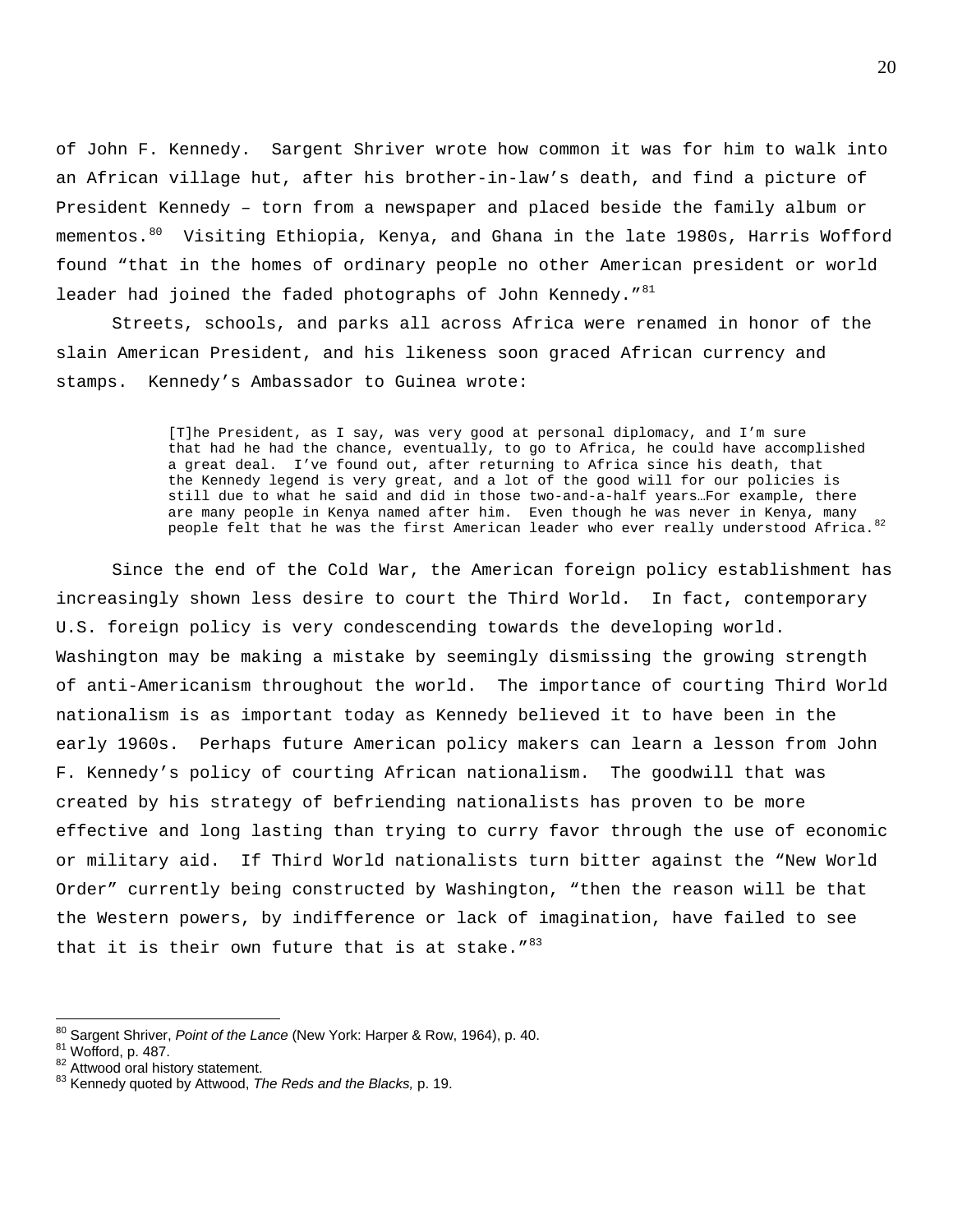of John F. Kennedy. Sargent Shriver wrote how common it was for him to walk into an African village hut, after his brother-in-law's death, and find a picture of President Kennedy – torn from a newspaper and placed beside the family album or mementos.[80] Visiting Ethiopia, Kenya, and Ghana in the late 1980s, Harris Wofford found "that in the homes of ordinary people no other American president or world leader had joined the faded photographs of John Kennedy."[81]

Streets, schools, and parks all across Africa were renamed in honor of the slain American President, and his likeness soon graced African currency and stamps. Kennedy's Ambassador to Guinea wrote:

> [T]he President, as I say, was very good at personal diplomacy, and I'm sure that had he had the chance, eventually, to go to Africa, he could have accomplished a great deal. I've found out, after returning to Africa since his death, that the Kennedy legend is very great, and a lot of the good will for our policies is still due to what he said and did in those two-and-a-half years…For example, there are many people in Kenya named after him. Even though he was never in Kenya, many people felt that he was the first American leader who ever really understood Africa.[82]

Since the end of the Cold War, the American foreign policy establishment has increasingly shown less desire to court the Third World. In fact, contemporary U.S. foreign policy is very condescending towards the developing world. Washington may be making a mistake by seemingly dismissing the growing strength of anti-Americanism throughout the world. The importance of courting Third World nationalism is as important today as Kennedy believed it to have been in the early 1960s. Perhaps future American policy makers can learn a lesson from John F. Kennedy's policy of courting African nationalism. The goodwill that was created by his strategy of befriending nationalists has proven to be more effective and long lasting than trying to curry favor through the use of economic or military aid. If Third World nationalists turn bitter against the "New World Order" currently being constructed by Washington, "then the reason will be that the Western powers, by indifference or lack of imagination, have failed to see that it is their own future that is at stake."[83]

---

[80] Sargent Shriver, *Point of the Lance* (New York: Harper & Row, 1964), p. 40.
[81] Wofford, p. 487.
[82] Attwood oral history statement.
[83] Kennedy quoted by Attwood, *The Reds and the Blacks,* p. 19.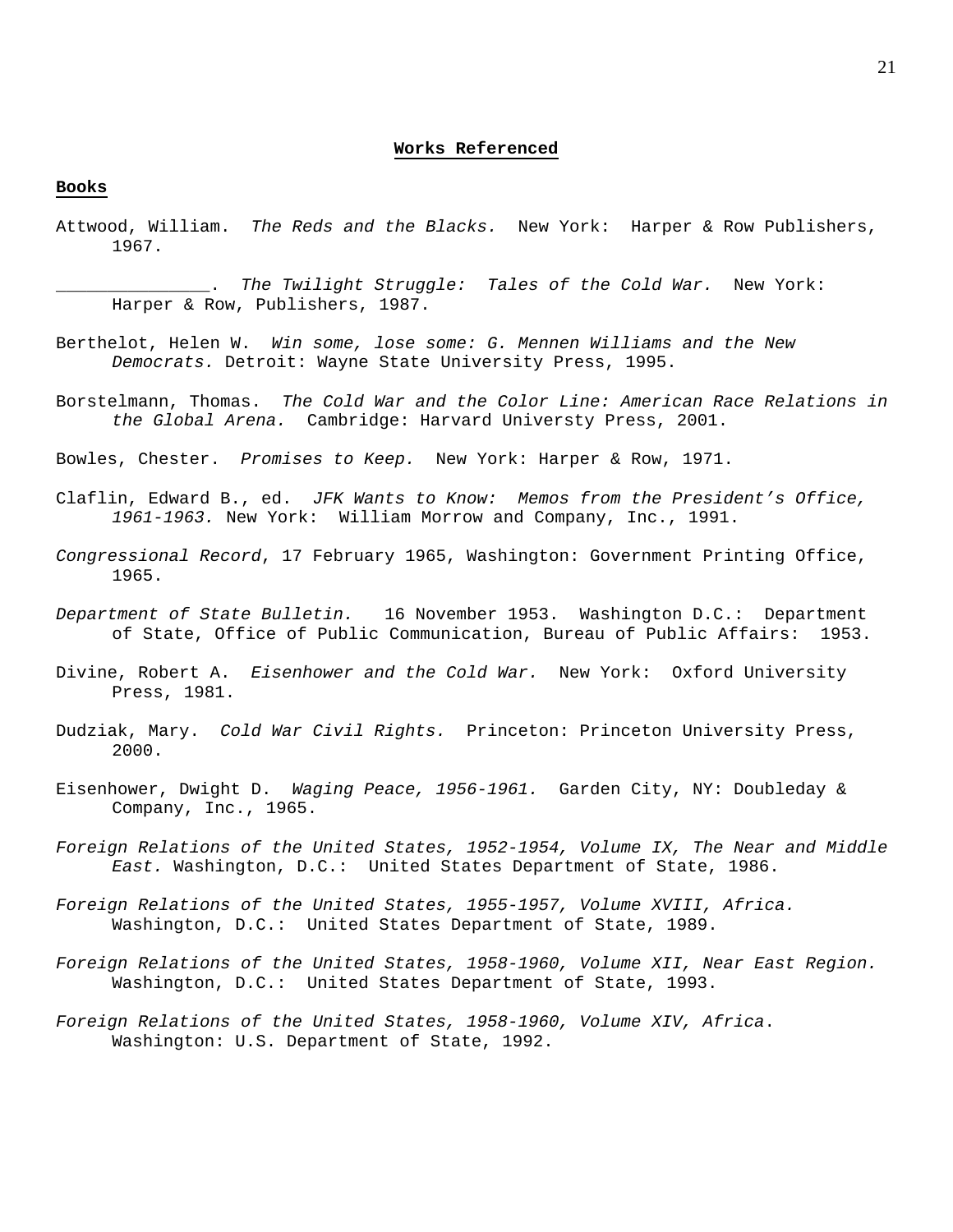## Works Referenced

### Books

Attwood, William. *The Reds and the Blacks.* New York: Harper & Row Publishers, 1967.

_______________. *The Twilight Struggle: Tales of the Cold War.* New York: Harper & Row, Publishers, 1987.

Berthelot, Helen W. *Win some, lose some: G. Mennen Williams and the New Democrats.* Detroit: Wayne State University Press, 1995.

Borstelmann, Thomas. *The Cold War and the Color Line: American Race Relations in the Global Arena.* Cambridge: Harvard Universty Press, 2001.

Bowles, Chester. *Promises to Keep.* New York: Harper & Row, 1971.

Claflin, Edward B., ed. *JFK Wants to Know: Memos from the President's Office, 1961-1963.* New York: William Morrow and Company, Inc., 1991.

*Congressional Record*, 17 February 1965, Washington: Government Printing Office, 1965.

*Department of State Bulletin.* 16 November 1953. Washington D.C.: Department of State, Office of Public Communication, Bureau of Public Affairs: 1953.

Divine, Robert A. *Eisenhower and the Cold War.* New York: Oxford University Press, 1981.

Dudziak, Mary. *Cold War Civil Rights.* Princeton: Princeton University Press, 2000.

Eisenhower, Dwight D. *Waging Peace, 1956-1961.* Garden City, NY: Doubleday & Company, Inc., 1965.

*Foreign Relations of the United States, 1952-1954, Volume IX, The Near and Middle East.* Washington, D.C.: United States Department of State, 1986.

*Foreign Relations of the United States, 1955-1957, Volume XVIII, Africa.* Washington, D.C.: United States Department of State, 1989.

*Foreign Relations of the United States, 1958-1960, Volume XII, Near East Region.* Washington, D.C.: United States Department of State, 1993.

*Foreign Relations of the United States, 1958-1960, Volume XIV, Africa*. Washington: U.S. Department of State, 1992.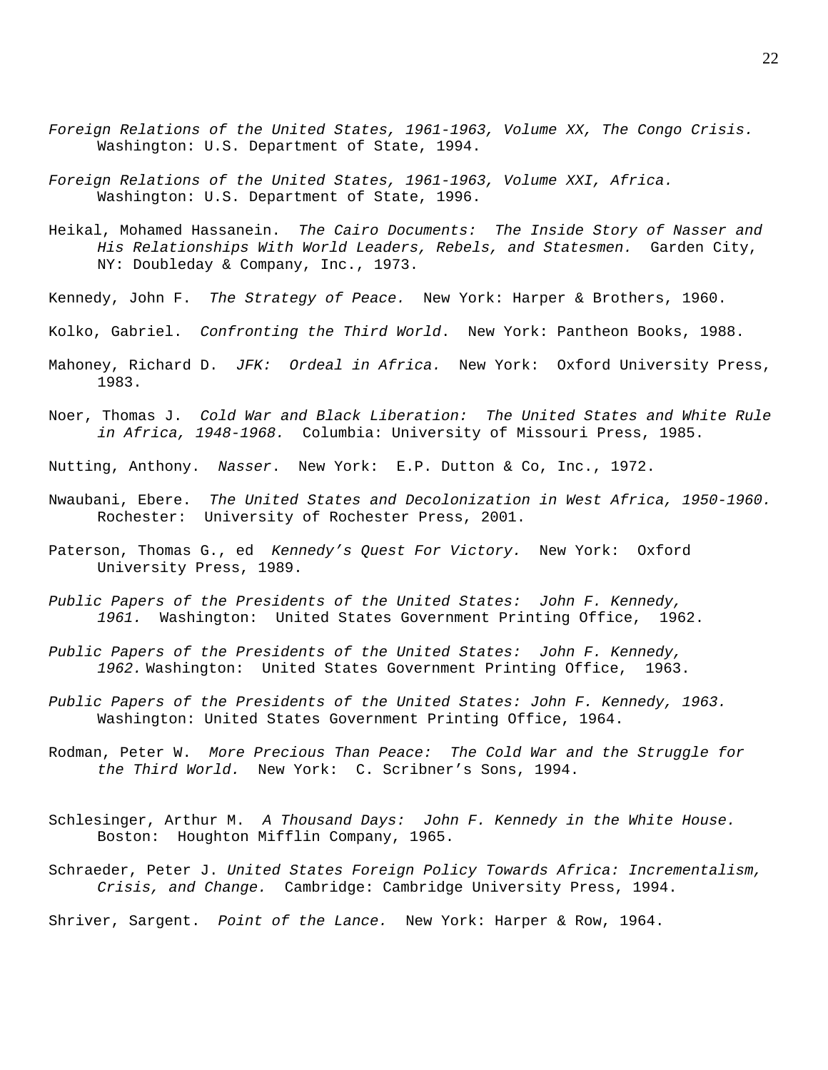*Foreign Relations of the United States, 1961-1963, Volume XX, The Congo Crisis.* Washington: U.S. Department of State, 1994.

*Foreign Relations of the United States, 1961-1963, Volume XXI, Africa.* Washington: U.S. Department of State, 1996.

Heikal, Mohamed Hassanein. *The Cairo Documents: The Inside Story of Nasser and His Relationships With World Leaders, Rebels, and Statesmen.* Garden City, NY: Doubleday & Company, Inc., 1973.

Kennedy, John F. *The Strategy of Peace.* New York: Harper & Brothers, 1960.

Kolko, Gabriel. *Confronting the Third World*. New York: Pantheon Books, 1988.

Mahoney, Richard D. *JFK: Ordeal in Africa.* New York: Oxford University Press, 1983.

Noer, Thomas J. *Cold War and Black Liberation: The United States and White Rule in Africa, 1948-1968.* Columbia: University of Missouri Press, 1985.

Nutting, Anthony. *Nasser*. New York: E.P. Dutton & Co, Inc., 1972.

Nwaubani, Ebere. *The United States and Decolonization in West Africa, 1950-1960.* Rochester: University of Rochester Press, 2001.

Paterson, Thomas G., ed *Kennedy's Quest For Victory.* New York: Oxford University Press, 1989.

*Public Papers of the Presidents of the United States: John F. Kennedy, 1961.* Washington: United States Government Printing Office, 1962.

*Public Papers of the Presidents of the United States: John F. Kennedy, 1962.* Washington: United States Government Printing Office, 1963.

*Public Papers of the Presidents of the United States: John F. Kennedy, 1963.* Washington: United States Government Printing Office, 1964.

Rodman, Peter W. *More Precious Than Peace: The Cold War and the Struggle for the Third World.* New York: C. Scribner's Sons, 1994.

Schlesinger, Arthur M. *A Thousand Days: John F. Kennedy in the White House.* Boston: Houghton Mifflin Company, 1965.

Schraeder, Peter J. *United States Foreign Policy Towards Africa: Incrementalism, Crisis, and Change.* Cambridge: Cambridge University Press, 1994.

Shriver, Sargent. *Point of the Lance.* New York: Harper & Row, 1964.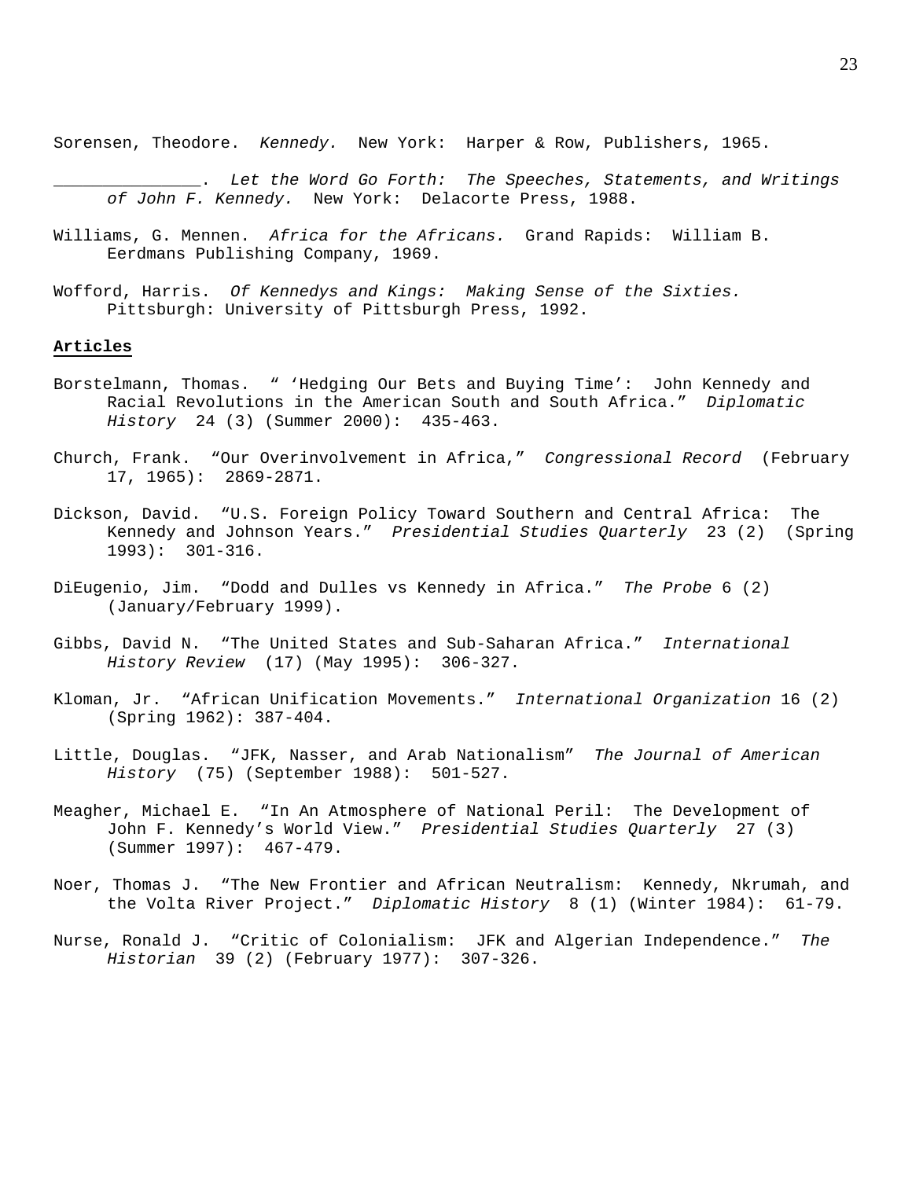Sorensen, Theodore. *Kennedy.* New York: Harper & Row, Publishers, 1965.

______________. *Let the Word Go Forth: The Speeches, Statements, and Writings of John F. Kennedy.* New York: Delacorte Press, 1988.

Williams, G. Mennen. *Africa for the Africans.* Grand Rapids: William B. Eerdmans Publishing Company, 1969.

Wofford, Harris. *Of Kennedys and Kings: Making Sense of the Sixties.* Pittsburgh: University of Pittsburgh Press, 1992.

**Articles**

Borstelmann, Thomas. " 'Hedging Our Bets and Buying Time': John Kennedy and Racial Revolutions in the American South and South Africa." *Diplomatic History* 24 (3) (Summer 2000): 435-463.

Church, Frank. "Our Overinvolvement in Africa," *Congressional Record* (February 17, 1965): 2869-2871.

Dickson, David. "U.S. Foreign Policy Toward Southern and Central Africa: The Kennedy and Johnson Years." *Presidential Studies Quarterly* 23 (2) (Spring 1993): 301-316.

DiEugenio, Jim. "Dodd and Dulles vs Kennedy in Africa." *The Probe* 6 (2) (January/February 1999).

Gibbs, David N. "The United States and Sub-Saharan Africa." *International History Review* (17) (May 1995): 306-327.

Kloman, Jr. "African Unification Movements." *International Organization* 16 (2) (Spring 1962): 387-404.

Little, Douglas. "JFK, Nasser, and Arab Nationalism" *The Journal of American History* (75) (September 1988): 501-527.

Meagher, Michael E. "In An Atmosphere of National Peril: The Development of John F. Kennedy's World View." *Presidential Studies Quarterly* 27 (3) (Summer 1997): 467-479.

Noer, Thomas J. "The New Frontier and African Neutralism: Kennedy, Nkrumah, and the Volta River Project." *Diplomatic History* 8 (1) (Winter 1984): 61-79.

Nurse, Ronald J. "Critic of Colonialism: JFK and Algerian Independence." *The Historian* 39 (2) (February 1977): 307-326.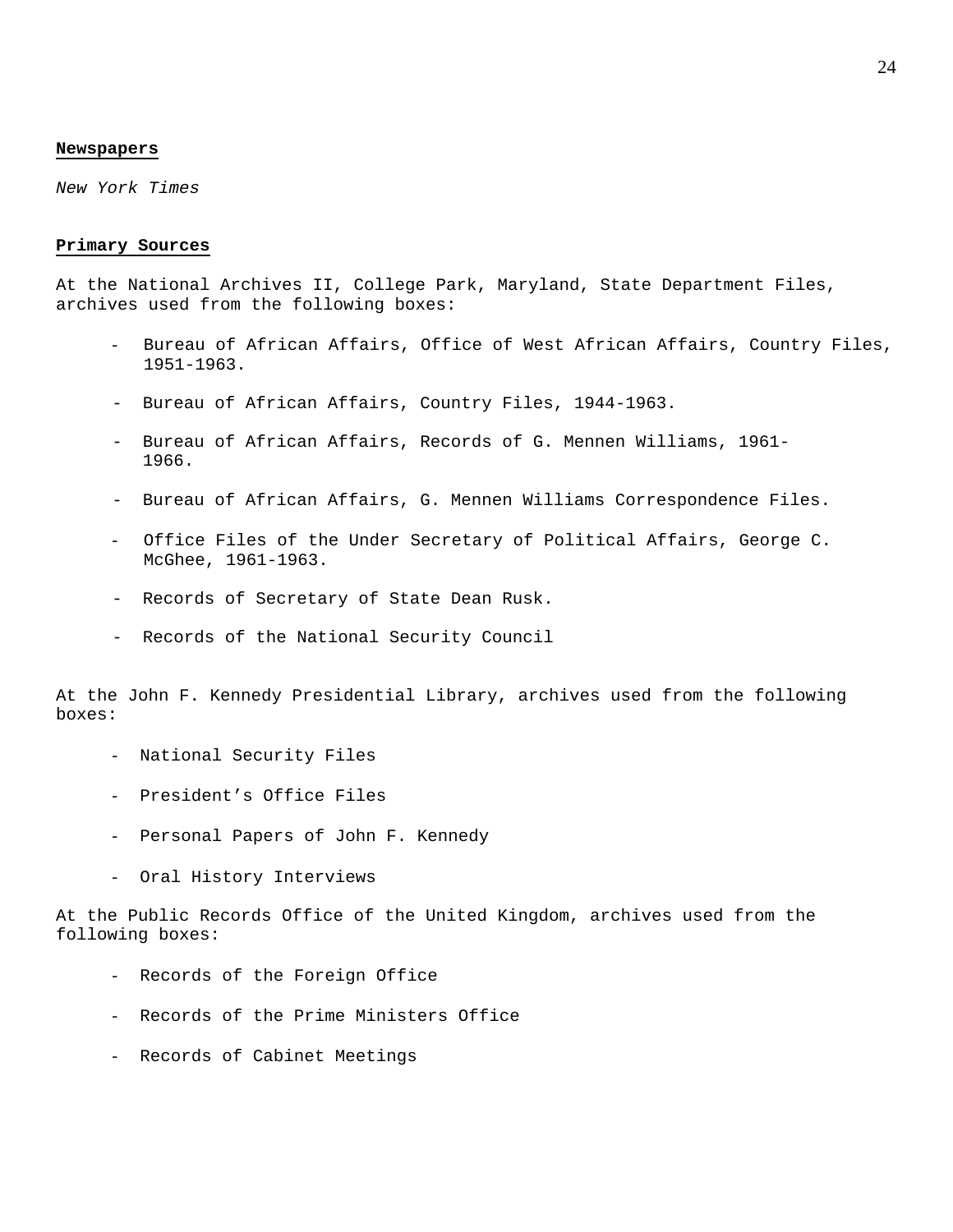**Newspapers**

*New York Times*

**Primary Sources**

At the National Archives II, College Park, Maryland, State Department Files, archives used from the following boxes:

- Bureau of African Affairs, Office of West African Affairs, Country Files, 1951-1963.
- Bureau of African Affairs, Country Files, 1944-1963.
- Bureau of African Affairs, Records of G. Mennen Williams, 1961-1966.
- Bureau of African Affairs, G. Mennen Williams Correspondence Files.
- Office Files of the Under Secretary of Political Affairs, George C. McGhee, 1961-1963.
- Records of Secretary of State Dean Rusk.
- Records of the National Security Council

At the John F. Kennedy Presidential Library, archives used from the following boxes:

- National Security Files
- President's Office Files
- Personal Papers of John F. Kennedy
- Oral History Interviews

At the Public Records Office of the United Kingdom, archives used from the following boxes:

- Records of the Foreign Office
- Records of the Prime Ministers Office
- Records of Cabinet Meetings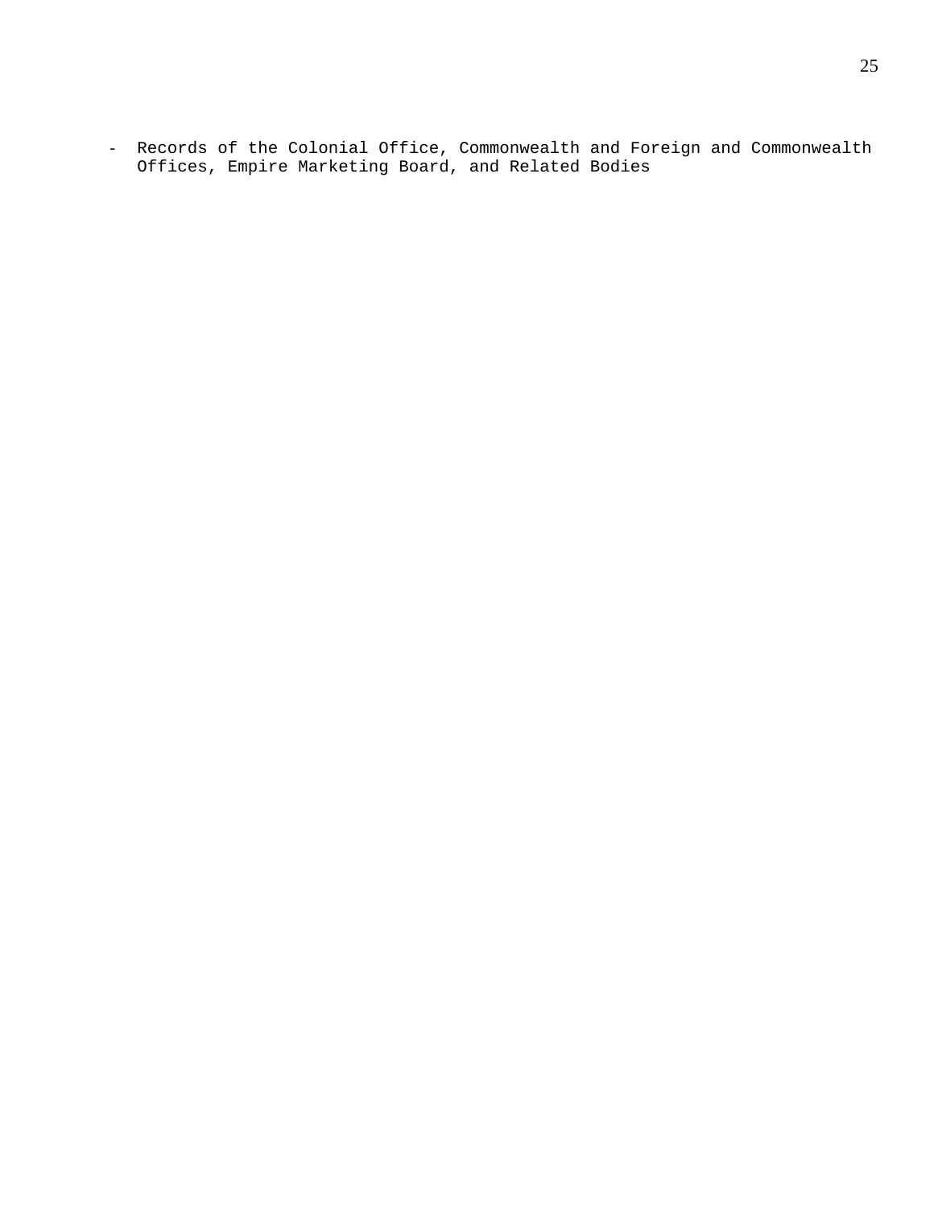- Records of the Colonial Office, Commonwealth and Foreign and Commonwealth Offices, Empire Marketing Board, and Related Bodies